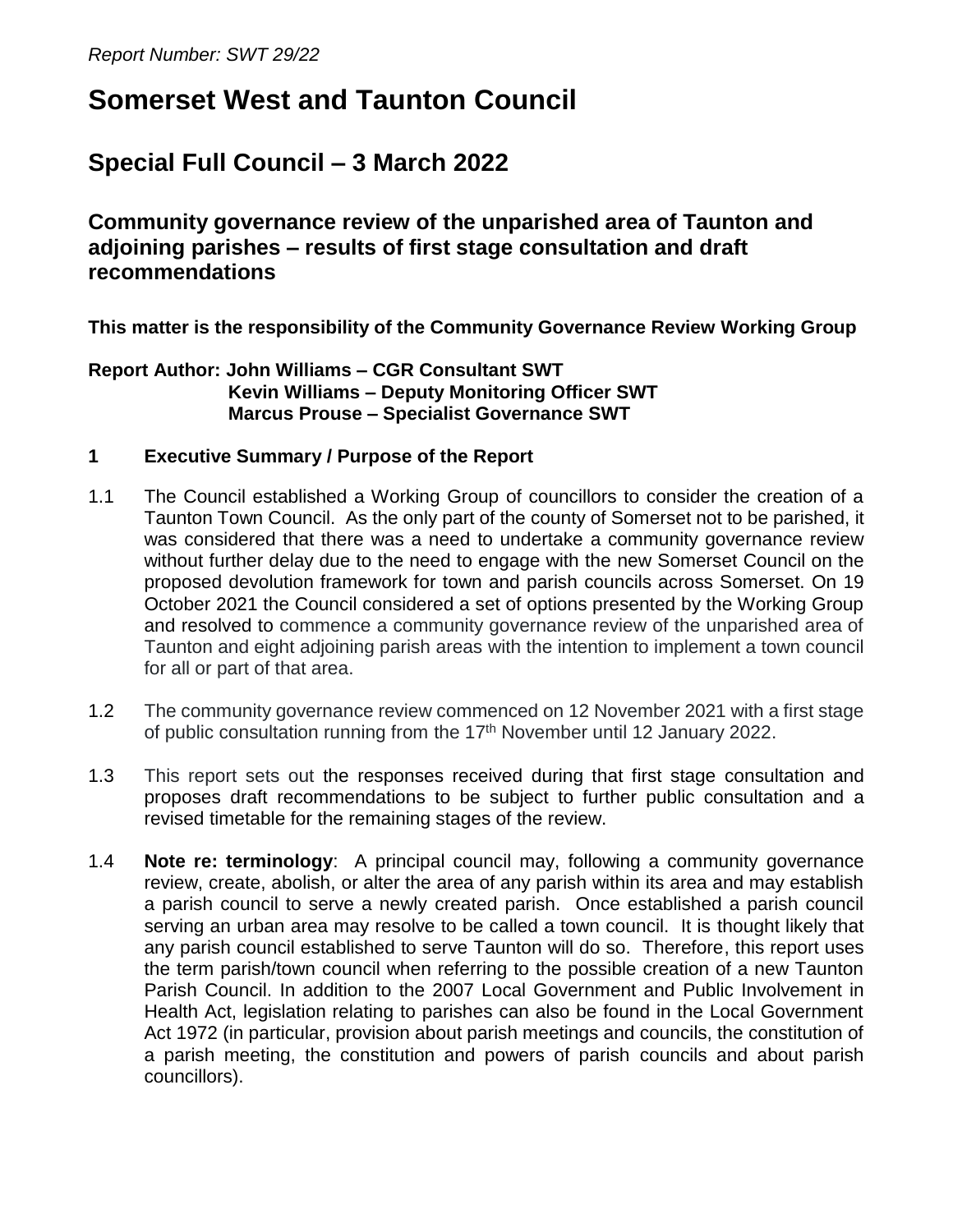*Report Number: SWT 29/22*

# Somerset West and Taunton Council

## Special Full Council – 3 March 2022

### Community governance review of the unparished area of Taunton and adjoining parishes – results of first stage consultation and draft recommendations

**This matter is the responsibility of the Community Governance Review Working Group**

**Report Author: John Williams – CGR Consultant SWT**
**Kevin Williams – Deputy Monitoring Officer SWT**
**Marcus Prouse – Specialist Governance SWT**

**1 Executive Summary / Purpose of the Report**

1.1 The Council established a Working Group of councillors to consider the creation of a Taunton Town Council. As the only part of the county of Somerset not to be parished, it was considered that there was a need to undertake a community governance review without further delay due to the need to engage with the new Somerset Council on the proposed devolution framework for town and parish councils across Somerset. On 19 October 2021 the Council considered a set of options presented by the Working Group and resolved to commence a community governance review of the unparished area of Taunton and eight adjoining parish areas with the intention to implement a town council for all or part of that area.

1.2 The community governance review commenced on 12 November 2021 with a first stage of public consultation running from the 17th November until 12 January 2022.

1.3 This report sets out the responses received during that first stage consultation and proposes draft recommendations to be subject to further public consultation and a revised timetable for the remaining stages of the review.

1.4 **Note re: terminology**: A principal council may, following a community governance review, create, abolish, or alter the area of any parish within its area and may establish a parish council to serve a newly created parish. Once established a parish council serving an urban area may resolve to be called a town council. It is thought likely that any parish council established to serve Taunton will do so. Therefore, this report uses the term parish/town council when referring to the possible creation of a new Taunton Parish Council. In addition to the 2007 Local Government and Public Involvement in Health Act, legislation relating to parishes can also be found in the Local Government Act 1972 (in particular, provision about parish meetings and councils, the constitution of a parish meeting, the constitution and powers of parish councils and about parish councillors).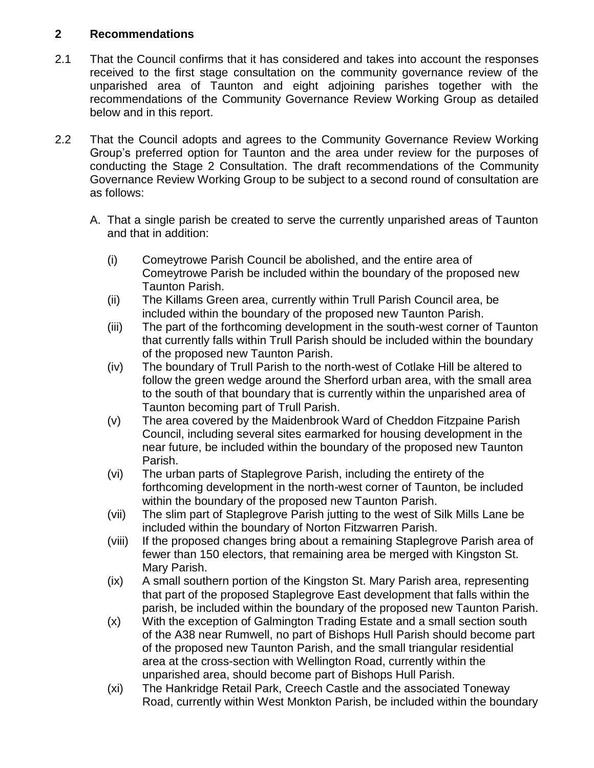## 2 Recommendations

2.1 That the Council confirms that it has considered and takes into account the responses received to the first stage consultation on the community governance review of the unparished area of Taunton and eight adjoining parishes together with the recommendations of the Community Governance Review Working Group as detailed below and in this report.

2.2 That the Council adopts and agrees to the Community Governance Review Working Group's preferred option for Taunton and the area under review for the purposes of conducting the Stage 2 Consultation. The draft recommendations of the Community Governance Review Working Group to be subject to a second round of consultation are as follows:

A. That a single parish be created to serve the currently unparished areas of Taunton and that in addition:

(i) Comeytrowe Parish Council be abolished, and the entire area of Comeytrowe Parish be included within the boundary of the proposed new Taunton Parish.

(ii) The Killams Green area, currently within Trull Parish Council area, be included within the boundary of the proposed new Taunton Parish.

(iii) The part of the forthcoming development in the south-west corner of Taunton that currently falls within Trull Parish should be included within the boundary of the proposed new Taunton Parish.

(iv) The boundary of Trull Parish to the north-west of Cotlake Hill be altered to follow the green wedge around the Sherford urban area, with the small area to the south of that boundary that is currently within the unparished area of Taunton becoming part of Trull Parish.

(v) The area covered by the Maidenbrook Ward of Cheddon Fitzpaine Parish Council, including several sites earmarked for housing development in the near future, be included within the boundary of the proposed new Taunton Parish.

(vi) The urban parts of Staplegrove Parish, including the entirety of the forthcoming development in the north-west corner of Taunton, be included within the boundary of the proposed new Taunton Parish.

(vii) The slim part of Staplegrove Parish jutting to the west of Silk Mills Lane be included within the boundary of Norton Fitzwarren Parish.

(viii) If the proposed changes bring about a remaining Staplegrove Parish area of fewer than 150 electors, that remaining area be merged with Kingston St. Mary Parish.

(ix) A small southern portion of the Kingston St. Mary Parish area, representing that part of the proposed Staplegrove East development that falls within the parish, be included within the boundary of the proposed new Taunton Parish.

(x) With the exception of Galmington Trading Estate and a small section south of the A38 near Rumwell, no part of Bishops Hull Parish should become part of the proposed new Taunton Parish, and the small triangular residential area at the cross-section with Wellington Road, currently within the unparished area, should become part of Bishops Hull Parish.

(xi) The Hankridge Retail Park, Creech Castle and the associated Toneway Road, currently within West Monkton Parish, be included within the boundary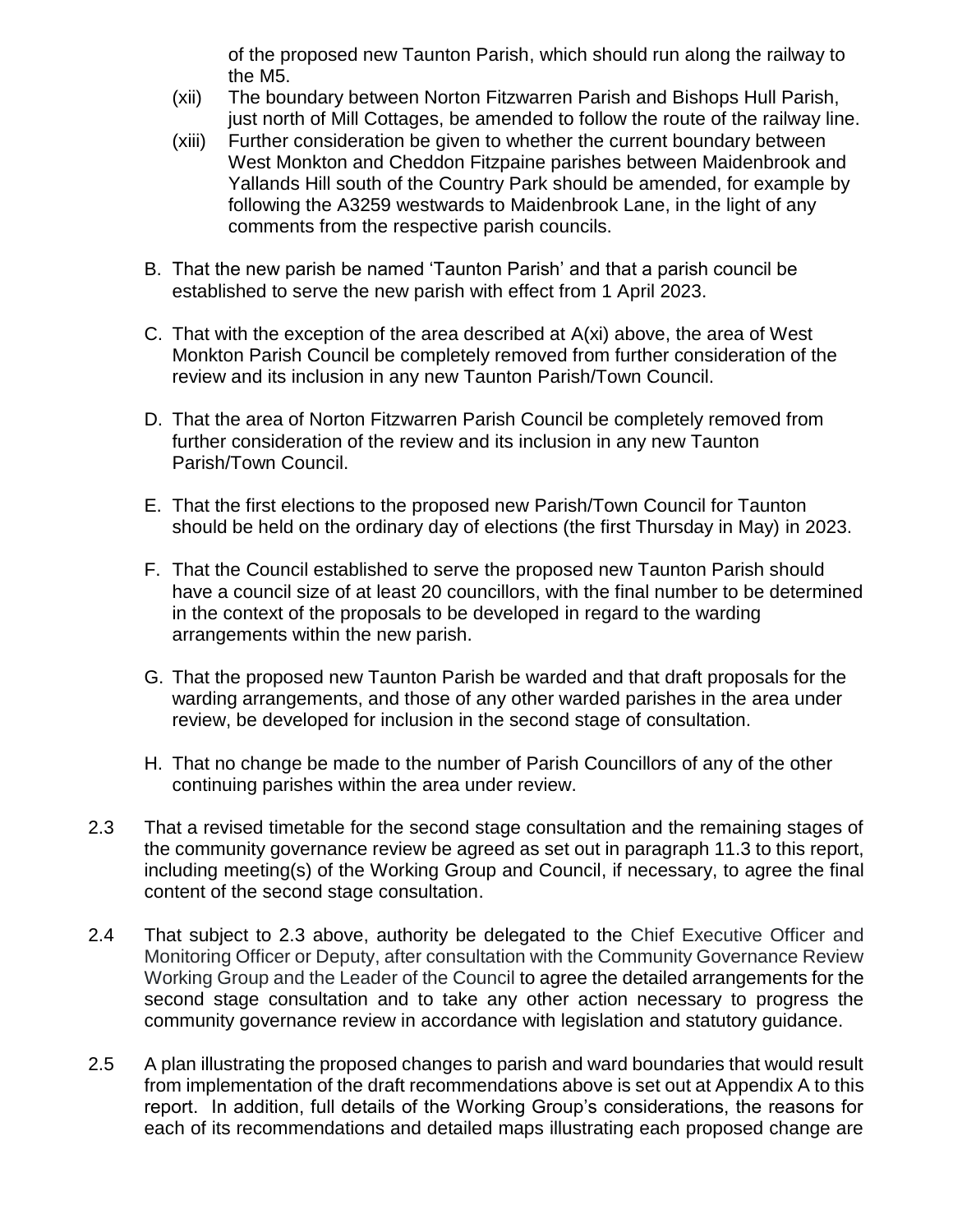of the proposed new Taunton Parish, which should run along the railway to the M5.

(xii) The boundary between Norton Fitzwarren Parish and Bishops Hull Parish, just north of Mill Cottages, be amended to follow the route of the railway line.

(xiii) Further consideration be given to whether the current boundary between West Monkton and Cheddon Fitzpaine parishes between Maidenbrook and Yallands Hill south of the Country Park should be amended, for example by following the A3259 westwards to Maidenbrook Lane, in the light of any comments from the respective parish councils.

B. That the new parish be named 'Taunton Parish' and that a parish council be established to serve the new parish with effect from 1 April 2023.

C. That with the exception of the area described at A(xi) above, the area of West Monkton Parish Council be completely removed from further consideration of the review and its inclusion in any new Taunton Parish/Town Council.

D. That the area of Norton Fitzwarren Parish Council be completely removed from further consideration of the review and its inclusion in any new Taunton Parish/Town Council.

E. That the first elections to the proposed new Parish/Town Council for Taunton should be held on the ordinary day of elections (the first Thursday in May) in 2023.

F. That the Council established to serve the proposed new Taunton Parish should have a council size of at least 20 councillors, with the final number to be determined in the context of the proposals to be developed in regard to the warding arrangements within the new parish.

G. That the proposed new Taunton Parish be warded and that draft proposals for the warding arrangements, and those of any other warded parishes in the area under review, be developed for inclusion in the second stage of consultation.

H. That no change be made to the number of Parish Councillors of any of the other continuing parishes within the area under review.

2.3 That a revised timetable for the second stage consultation and the remaining stages of the community governance review be agreed as set out in paragraph 11.3 to this report, including meeting(s) of the Working Group and Council, if necessary, to agree the final content of the second stage consultation.

2.4 That subject to 2.3 above, authority be delegated to the Chief Executive Officer and Monitoring Officer or Deputy, after consultation with the Community Governance Review Working Group and the Leader of the Council to agree the detailed arrangements for the second stage consultation and to take any other action necessary to progress the community governance review in accordance with legislation and statutory guidance.

2.5 A plan illustrating the proposed changes to parish and ward boundaries that would result from implementation of the draft recommendations above is set out at Appendix A to this report. In addition, full details of the Working Group's considerations, the reasons for each of its recommendations and detailed maps illustrating each proposed change are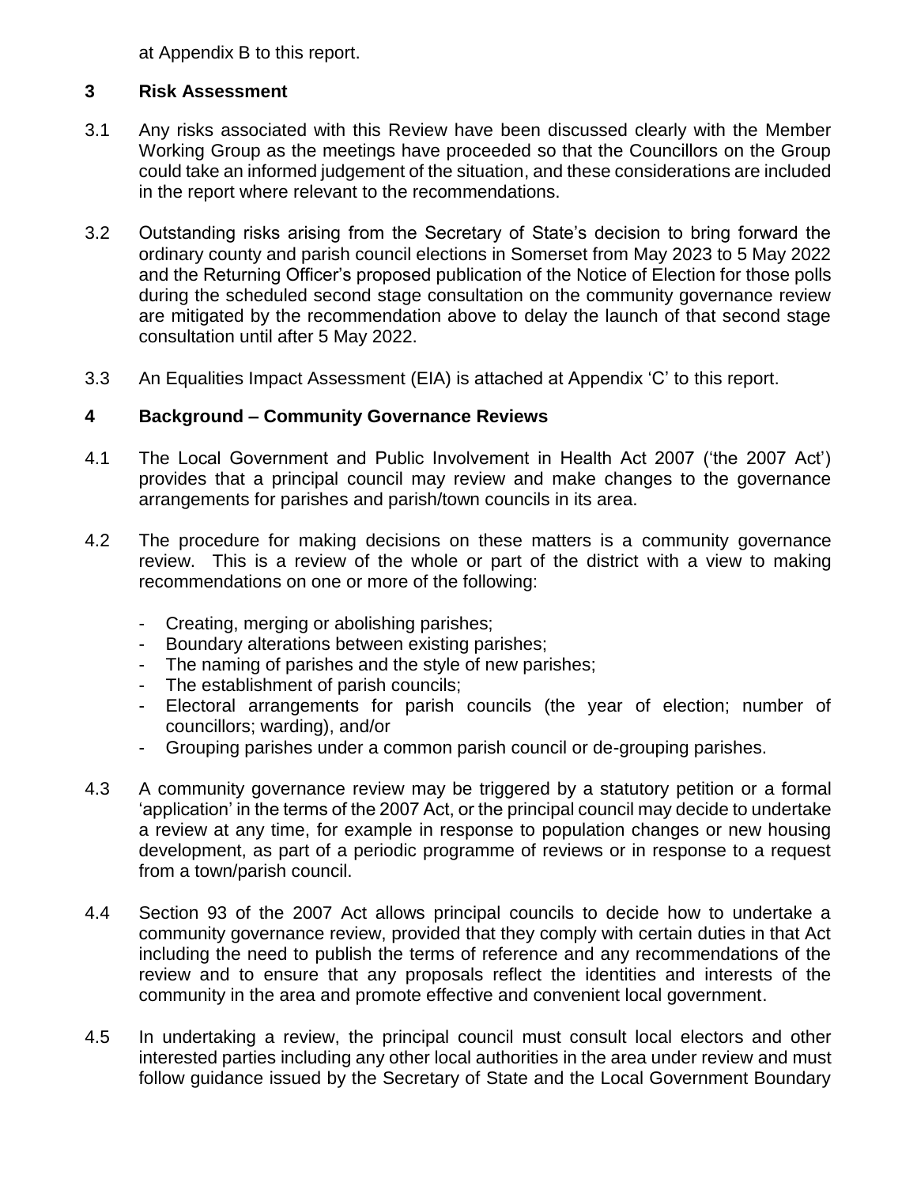at Appendix B to this report.

## 3 Risk Assessment

3.1 Any risks associated with this Review have been discussed clearly with the Member Working Group as the meetings have proceeded so that the Councillors on the Group could take an informed judgement of the situation, and these considerations are included in the report where relevant to the recommendations.

3.2 Outstanding risks arising from the Secretary of State's decision to bring forward the ordinary county and parish council elections in Somerset from May 2023 to 5 May 2022 and the Returning Officer's proposed publication of the Notice of Election for those polls during the scheduled second stage consultation on the community governance review are mitigated by the recommendation above to delay the launch of that second stage consultation until after 5 May 2022.

3.3 An Equalities Impact Assessment (EIA) is attached at Appendix 'C' to this report.

## 4 Background – Community Governance Reviews

4.1 The Local Government and Public Involvement in Health Act 2007 ('the 2007 Act') provides that a principal council may review and make changes to the governance arrangements for parishes and parish/town councils in its area.

4.2 The procedure for making decisions on these matters is a community governance review. This is a review of the whole or part of the district with a view to making recommendations on one or more of the following:

- Creating, merging or abolishing parishes;
- Boundary alterations between existing parishes;
- The naming of parishes and the style of new parishes;
- The establishment of parish councils;
- Electoral arrangements for parish councils (the year of election; number of councillors; warding), and/or
- Grouping parishes under a common parish council or de-grouping parishes.

4.3 A community governance review may be triggered by a statutory petition or a formal 'application' in the terms of the 2007 Act, or the principal council may decide to undertake a review at any time, for example in response to population changes or new housing development, as part of a periodic programme of reviews or in response to a request from a town/parish council.

4.4 Section 93 of the 2007 Act allows principal councils to decide how to undertake a community governance review, provided that they comply with certain duties in that Act including the need to publish the terms of reference and any recommendations of the review and to ensure that any proposals reflect the identities and interests of the community in the area and promote effective and convenient local government.

4.5 In undertaking a review, the principal council must consult local electors and other interested parties including any other local authorities in the area under review and must follow guidance issued by the Secretary of State and the Local Government Boundary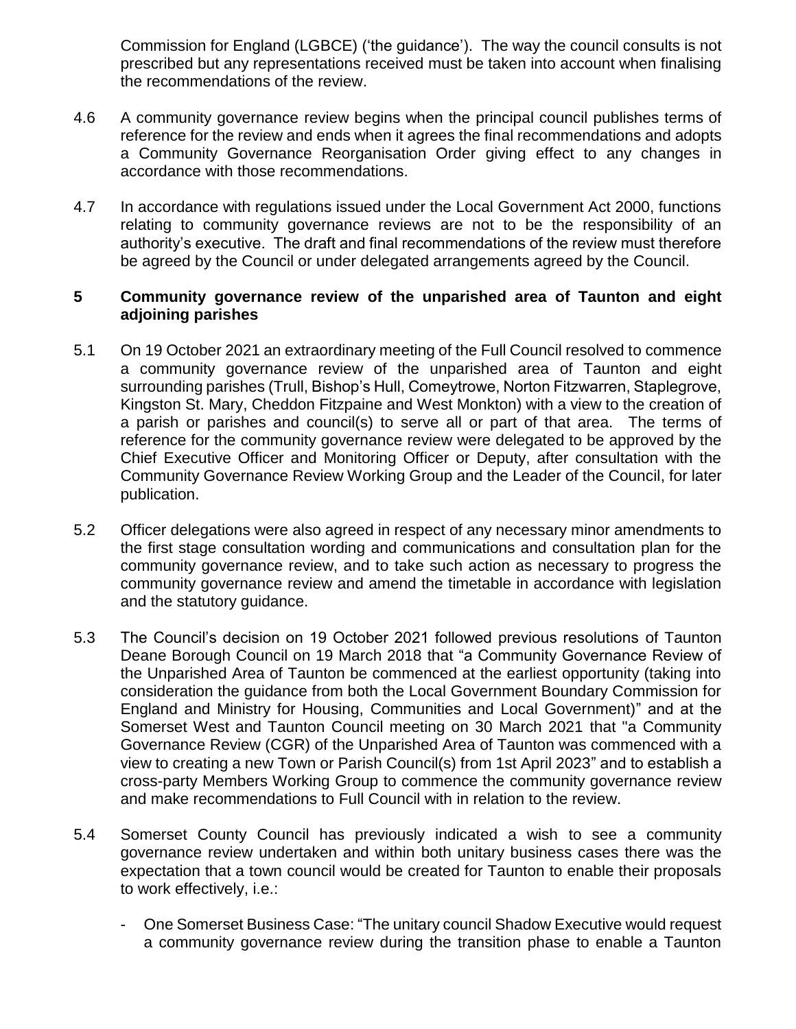Commission for England (LGBCE) ('the guidance'). The way the council consults is not prescribed but any representations received must be taken into account when finalising the recommendations of the review.

4.6 A community governance review begins when the principal council publishes terms of reference for the review and ends when it agrees the final recommendations and adopts a Community Governance Reorganisation Order giving effect to any changes in accordance with those recommendations.

4.7 In accordance with regulations issued under the Local Government Act 2000, functions relating to community governance reviews are not to be the responsibility of an authority's executive. The draft and final recommendations of the review must therefore be agreed by the Council or under delegated arrangements agreed by the Council.

## 5 Community governance review of the unparished area of Taunton and eight adjoining parishes

5.1 On 19 October 2021 an extraordinary meeting of the Full Council resolved to commence a community governance review of the unparished area of Taunton and eight surrounding parishes (Trull, Bishop's Hull, Comeytrowe, Norton Fitzwarren, Staplegrove, Kingston St. Mary, Cheddon Fitzpaine and West Monkton) with a view to the creation of a parish or parishes and council(s) to serve all or part of that area. The terms of reference for the community governance review were delegated to be approved by the Chief Executive Officer and Monitoring Officer or Deputy, after consultation with the Community Governance Review Working Group and the Leader of the Council, for later publication.

5.2 Officer delegations were also agreed in respect of any necessary minor amendments to the first stage consultation wording and communications and consultation plan for the community governance review, and to take such action as necessary to progress the community governance review and amend the timetable in accordance with legislation and the statutory guidance.

5.3 The Council's decision on 19 October 2021 followed previous resolutions of Taunton Deane Borough Council on 19 March 2018 that "a Community Governance Review of the Unparished Area of Taunton be commenced at the earliest opportunity (taking into consideration the guidance from both the Local Government Boundary Commission for England and Ministry for Housing, Communities and Local Government)" and at the Somerset West and Taunton Council meeting on 30 March 2021 that "a Community Governance Review (CGR) of the Unparished Area of Taunton was commenced with a view to creating a new Town or Parish Council(s) from 1st April 2023" and to establish a cross-party Members Working Group to commence the community governance review and make recommendations to Full Council with in relation to the review.

5.4 Somerset County Council has previously indicated a wish to see a community governance review undertaken and within both unitary business cases there was the expectation that a town council would be created for Taunton to enable their proposals to work effectively, i.e.:

- One Somerset Business Case: "The unitary council Shadow Executive would request a community governance review during the transition phase to enable a Taunton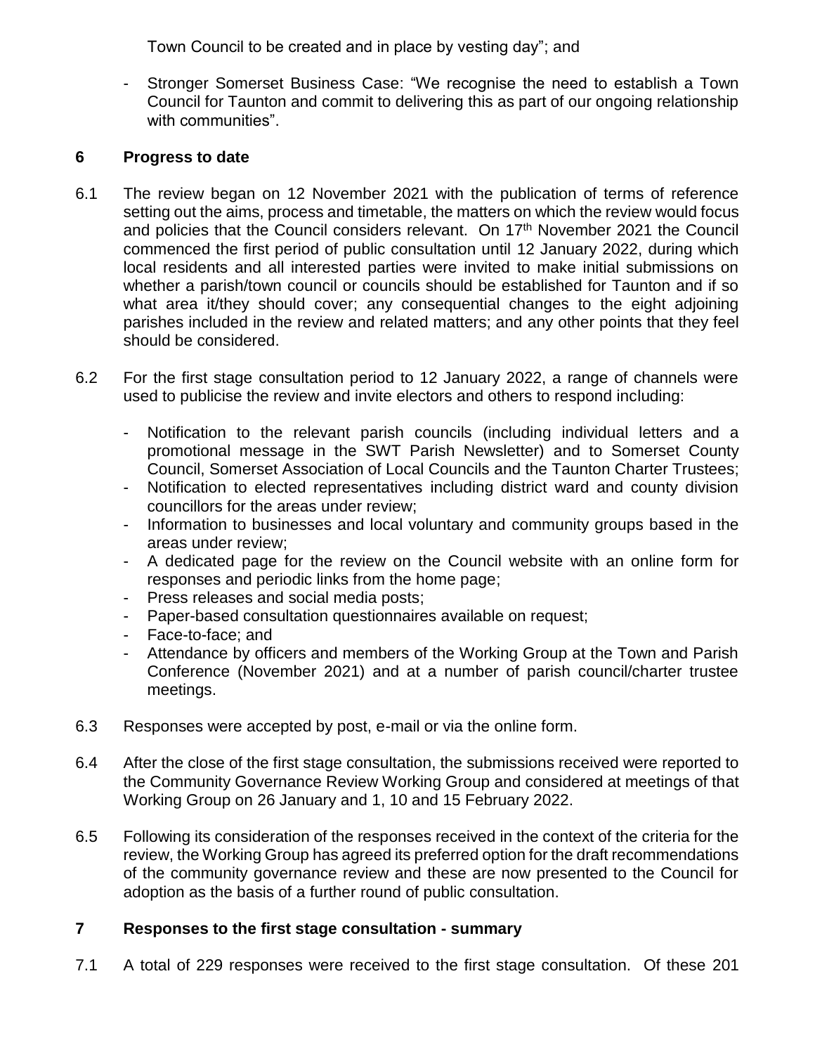Town Council to be created and in place by vesting day"; and

- Stronger Somerset Business Case: "We recognise the need to establish a Town Council for Taunton and commit to delivering this as part of our ongoing relationship with communities".

## 6 Progress to date

6.1 The review began on 12 November 2021 with the publication of terms of reference setting out the aims, process and timetable, the matters on which the review would focus and policies that the Council considers relevant. On 17th November 2021 the Council commenced the first period of public consultation until 12 January 2022, during which local residents and all interested parties were invited to make initial submissions on whether a parish/town council or councils should be established for Taunton and if so what area it/they should cover; any consequential changes to the eight adjoining parishes included in the review and related matters; and any other points that they feel should be considered.

6.2 For the first stage consultation period to 12 January 2022, a range of channels were used to publicise the review and invite electors and others to respond including:

- Notification to the relevant parish councils (including individual letters and a promotional message in the SWT Parish Newsletter) and to Somerset County Council, Somerset Association of Local Councils and the Taunton Charter Trustees;
- Notification to elected representatives including district ward and county division councillors for the areas under review;
- Information to businesses and local voluntary and community groups based in the areas under review;
- A dedicated page for the review on the Council website with an online form for responses and periodic links from the home page;
- Press releases and social media posts;
- Paper-based consultation questionnaires available on request;
- Face-to-face; and
- Attendance by officers and members of the Working Group at the Town and Parish Conference (November 2021) and at a number of parish council/charter trustee meetings.

6.3 Responses were accepted by post, e-mail or via the online form.

6.4 After the close of the first stage consultation, the submissions received were reported to the Community Governance Review Working Group and considered at meetings of that Working Group on 26 January and 1, 10 and 15 February 2022.

6.5 Following its consideration of the responses received in the context of the criteria for the review, the Working Group has agreed its preferred option for the draft recommendations of the community governance review and these are now presented to the Council for adoption as the basis of a further round of public consultation.

## 7 Responses to the first stage consultation - summary

7.1 A total of 229 responses were received to the first stage consultation. Of these 201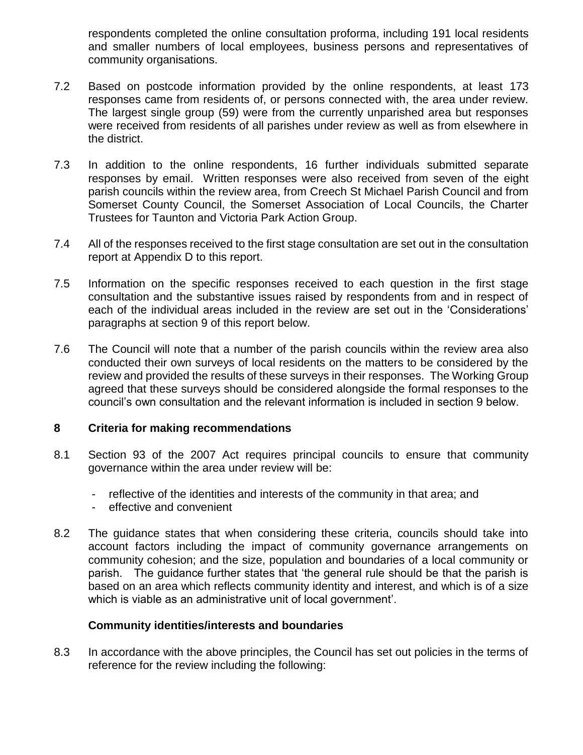respondents completed the online consultation proforma, including 191 local residents and smaller numbers of local employees, business persons and representatives of community organisations.

7.2 Based on postcode information provided by the online respondents, at least 173 responses came from residents of, or persons connected with, the area under review. The largest single group (59) were from the currently unparished area but responses were received from residents of all parishes under review as well as from elsewhere in the district.

7.3 In addition to the online respondents, 16 further individuals submitted separate responses by email. Written responses were also received from seven of the eight parish councils within the review area, from Creech St Michael Parish Council and from Somerset County Council, the Somerset Association of Local Councils, the Charter Trustees for Taunton and Victoria Park Action Group.

7.4 All of the responses received to the first stage consultation are set out in the consultation report at Appendix D to this report.

7.5 Information on the specific responses received to each question in the first stage consultation and the substantive issues raised by respondents from and in respect of each of the individual areas included in the review are set out in the 'Considerations' paragraphs at section 9 of this report below.

7.6 The Council will note that a number of the parish councils within the review area also conducted their own surveys of local residents on the matters to be considered by the review and provided the results of these surveys in their responses. The Working Group agreed that these surveys should be considered alongside the formal responses to the council's own consultation and the relevant information is included in section 9 below.

## 8 Criteria for making recommendations

8.1 Section 93 of the 2007 Act requires principal councils to ensure that community governance within the area under review will be:

- reflective of the identities and interests of the community in that area; and
- effective and convenient

8.2 The guidance states that when considering these criteria, councils should take into account factors including the impact of community governance arrangements on community cohesion; and the size, population and boundaries of a local community or parish. The guidance further states that 'the general rule should be that the parish is based on an area which reflects community identity and interest, and which is of a size which is viable as an administrative unit of local government'.

### Community identities/interests and boundaries

8.3 In accordance with the above principles, the Council has set out policies in the terms of reference for the review including the following: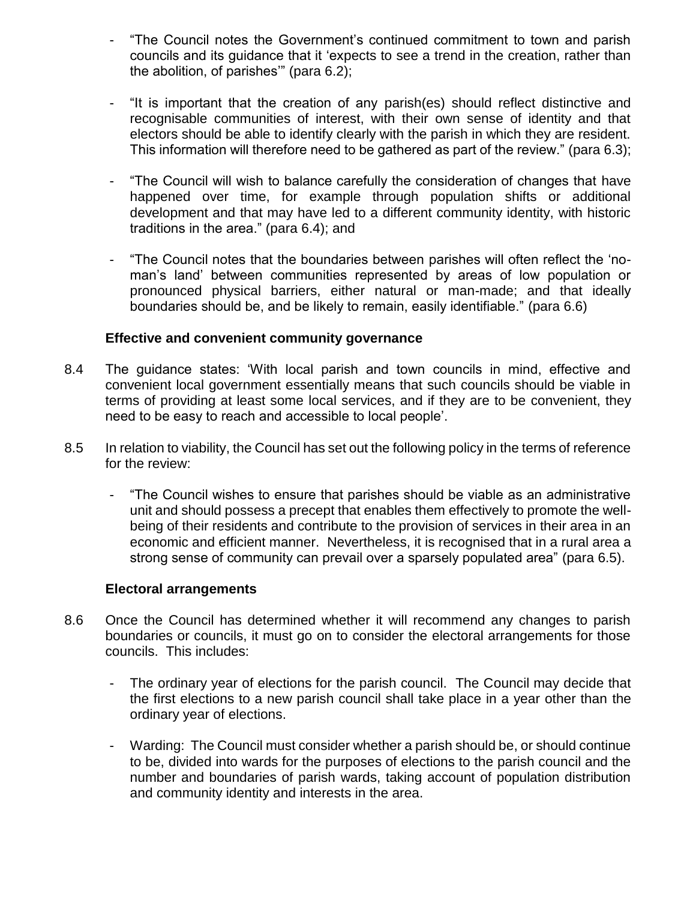- "The Council notes the Government's continued commitment to town and parish councils and its guidance that it 'expects to see a trend in the creation, rather than the abolition, of parishes'" (para 6.2);

- "It is important that the creation of any parish(es) should reflect distinctive and recognisable communities of interest, with their own sense of identity and that electors should be able to identify clearly with the parish in which they are resident. This information will therefore need to be gathered as part of the review." (para 6.3);

- "The Council will wish to balance carefully the consideration of changes that have happened over time, for example through population shifts or additional development and that may have led to a different community identity, with historic traditions in the area." (para 6.4); and

- "The Council notes that the boundaries between parishes will often reflect the 'no-man's land' between communities represented by areas of low population or pronounced physical barriers, either natural or man-made; and that ideally boundaries should be, and be likely to remain, easily identifiable." (para 6.6)

**Effective and convenient community governance**

8.4 The guidance states: 'With local parish and town councils in mind, effective and convenient local government essentially means that such councils should be viable in terms of providing at least some local services, and if they are to be convenient, they need to be easy to reach and accessible to local people'.

8.5 In relation to viability, the Council has set out the following policy in the terms of reference for the review:

- "The Council wishes to ensure that parishes should be viable as an administrative unit and should possess a precept that enables them effectively to promote the well-being of their residents and contribute to the provision of services in their area in an economic and efficient manner. Nevertheless, it is recognised that in a rural area a strong sense of community can prevail over a sparsely populated area" (para 6.5).

**Electoral arrangements**

8.6 Once the Council has determined whether it will recommend any changes to parish boundaries or councils, it must go on to consider the electoral arrangements for those councils. This includes:

- The ordinary year of elections for the parish council. The Council may decide that the first elections to a new parish council shall take place in a year other than the ordinary year of elections.

- Warding: The Council must consider whether a parish should be, or should continue to be, divided into wards for the purposes of elections to the parish council and the number and boundaries of parish wards, taking account of population distribution and community identity and interests in the area.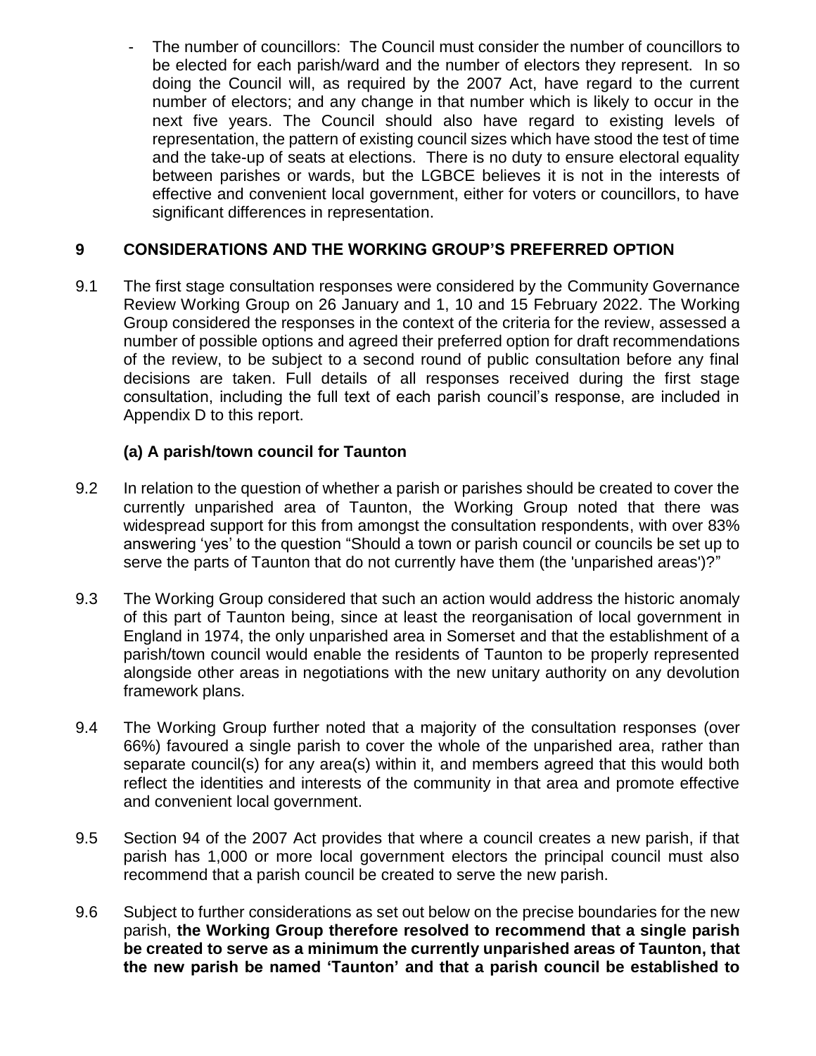- The number of councillors: The Council must consider the number of councillors to be elected for each parish/ward and the number of electors they represent. In so doing the Council will, as required by the 2007 Act, have regard to the current number of electors; and any change in that number which is likely to occur in the next five years. The Council should also have regard to existing levels of representation, the pattern of existing council sizes which have stood the test of time and the take-up of seats at elections. There is no duty to ensure electoral equality between parishes or wards, but the LGBCE believes it is not in the interests of effective and convenient local government, either for voters or councillors, to have significant differences in representation.

## 9 CONSIDERATIONS AND THE WORKING GROUP'S PREFERRED OPTION

9.1 The first stage consultation responses were considered by the Community Governance Review Working Group on 26 January and 1, 10 and 15 February 2022. The Working Group considered the responses in the context of the criteria for the review, assessed a number of possible options and agreed their preferred option for draft recommendations of the review, to be subject to a second round of public consultation before any final decisions are taken. Full details of all responses received during the first stage consultation, including the full text of each parish council's response, are included in Appendix D to this report.

### (a) A parish/town council for Taunton

9.2 In relation to the question of whether a parish or parishes should be created to cover the currently unparished area of Taunton, the Working Group noted that there was widespread support for this from amongst the consultation respondents, with over 83% answering 'yes' to the question "Should a town or parish council or councils be set up to serve the parts of Taunton that do not currently have them (the 'unparished areas')?"

9.3 The Working Group considered that such an action would address the historic anomaly of this part of Taunton being, since at least the reorganisation of local government in England in 1974, the only unparished area in Somerset and that the establishment of a parish/town council would enable the residents of Taunton to be properly represented alongside other areas in negotiations with the new unitary authority on any devolution framework plans.

9.4 The Working Group further noted that a majority of the consultation responses (over 66%) favoured a single parish to cover the whole of the unparished area, rather than separate council(s) for any area(s) within it, and members agreed that this would both reflect the identities and interests of the community in that area and promote effective and convenient local government.

9.5 Section 94 of the 2007 Act provides that where a council creates a new parish, if that parish has 1,000 or more local government electors the principal council must also recommend that a parish council be created to serve the new parish.

9.6 Subject to further considerations as set out below on the precise boundaries for the new parish, **the Working Group therefore resolved to recommend that a single parish be created to serve as a minimum the currently unparished areas of Taunton, that the new parish be named 'Taunton' and that a parish council be established to**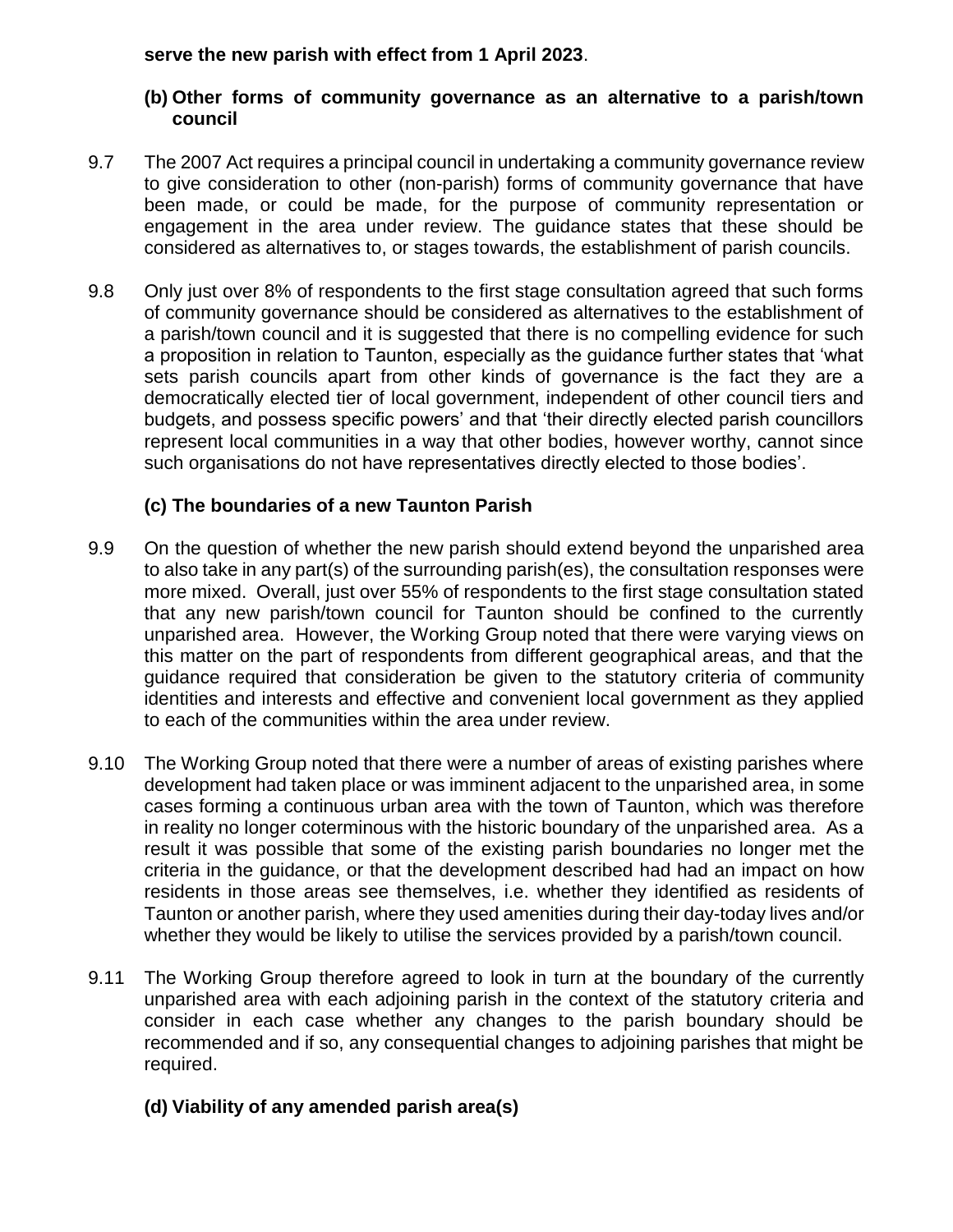**serve the new parish with effect from 1 April 2023**.

### (b) Other forms of community governance as an alternative to a parish/town council

9.7 The 2007 Act requires a principal council in undertaking a community governance review to give consideration to other (non-parish) forms of community governance that have been made, or could be made, for the purpose of community representation or engagement in the area under review. The guidance states that these should be considered as alternatives to, or stages towards, the establishment of parish councils.

9.8 Only just over 8% of respondents to the first stage consultation agreed that such forms of community governance should be considered as alternatives to the establishment of a parish/town council and it is suggested that there is no compelling evidence for such a proposition in relation to Taunton, especially as the guidance further states that 'what sets parish councils apart from other kinds of governance is the fact they are a democratically elected tier of local government, independent of other council tiers and budgets, and possess specific powers' and that 'their directly elected parish councillors represent local communities in a way that other bodies, however worthy, cannot since such organisations do not have representatives directly elected to those bodies'.

### (c) The boundaries of a new Taunton Parish

9.9 On the question of whether the new parish should extend beyond the unparished area to also take in any part(s) of the surrounding parish(es), the consultation responses were more mixed. Overall, just over 55% of respondents to the first stage consultation stated that any new parish/town council for Taunton should be confined to the currently unparished area. However, the Working Group noted that there were varying views on this matter on the part of respondents from different geographical areas, and that the guidance required that consideration be given to the statutory criteria of community identities and interests and effective and convenient local government as they applied to each of the communities within the area under review.

9.10 The Working Group noted that there were a number of areas of existing parishes where development had taken place or was imminent adjacent to the unparished area, in some cases forming a continuous urban area with the town of Taunton, which was therefore in reality no longer coterminous with the historic boundary of the unparished area. As a result it was possible that some of the existing parish boundaries no longer met the criteria in the guidance, or that the development described had had an impact on how residents in those areas see themselves, i.e. whether they identified as residents of Taunton or another parish, where they used amenities during their day-today lives and/or whether they would be likely to utilise the services provided by a parish/town council.

9.11 The Working Group therefore agreed to look in turn at the boundary of the currently unparished area with each adjoining parish in the context of the statutory criteria and consider in each case whether any changes to the parish boundary should be recommended and if so, any consequential changes to adjoining parishes that might be required.

### (d) Viability of any amended parish area(s)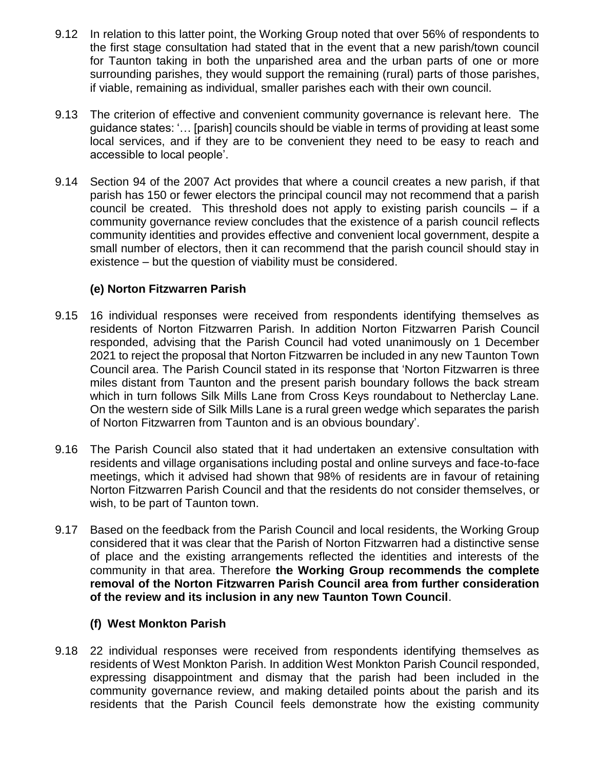9.12 In relation to this latter point, the Working Group noted that over 56% of respondents to the first stage consultation had stated that in the event that a new parish/town council for Taunton taking in both the unparished area and the urban parts of one or more surrounding parishes, they would support the remaining (rural) parts of those parishes, if viable, remaining as individual, smaller parishes each with their own council.

9.13 The criterion of effective and convenient community governance is relevant here. The guidance states: '… [parish] councils should be viable in terms of providing at least some local services, and if they are to be convenient they need to be easy to reach and accessible to local people'.

9.14 Section 94 of the 2007 Act provides that where a council creates a new parish, if that parish has 150 or fewer electors the principal council may not recommend that a parish council be created. This threshold does not apply to existing parish councils – if a community governance review concludes that the existence of a parish council reflects community identities and provides effective and convenient local government, despite a small number of electors, then it can recommend that the parish council should stay in existence – but the question of viability must be considered.

### (e) Norton Fitzwarren Parish

9.15 16 individual responses were received from respondents identifying themselves as residents of Norton Fitzwarren Parish. In addition Norton Fitzwarren Parish Council responded, advising that the Parish Council had voted unanimously on 1 December 2021 to reject the proposal that Norton Fitzwarren be included in any new Taunton Town Council area. The Parish Council stated in its response that 'Norton Fitzwarren is three miles distant from Taunton and the present parish boundary follows the back stream which in turn follows Silk Mills Lane from Cross Keys roundabout to Netherclay Lane. On the western side of Silk Mills Lane is a rural green wedge which separates the parish of Norton Fitzwarren from Taunton and is an obvious boundary'.

9.16 The Parish Council also stated that it had undertaken an extensive consultation with residents and village organisations including postal and online surveys and face-to-face meetings, which it advised had shown that 98% of residents are in favour of retaining Norton Fitzwarren Parish Council and that the residents do not consider themselves, or wish, to be part of Taunton town.

9.17 Based on the feedback from the Parish Council and local residents, the Working Group considered that it was clear that the Parish of Norton Fitzwarren had a distinctive sense of place and the existing arrangements reflected the identities and interests of the community in that area. Therefore **the Working Group recommends the complete removal of the Norton Fitzwarren Parish Council area from further consideration of the review and its inclusion in any new Taunton Town Council**.

### (f) West Monkton Parish

9.18 22 individual responses were received from respondents identifying themselves as residents of West Monkton Parish. In addition West Monkton Parish Council responded, expressing disappointment and dismay that the parish had been included in the community governance review, and making detailed points about the parish and its residents that the Parish Council feels demonstrate how the existing community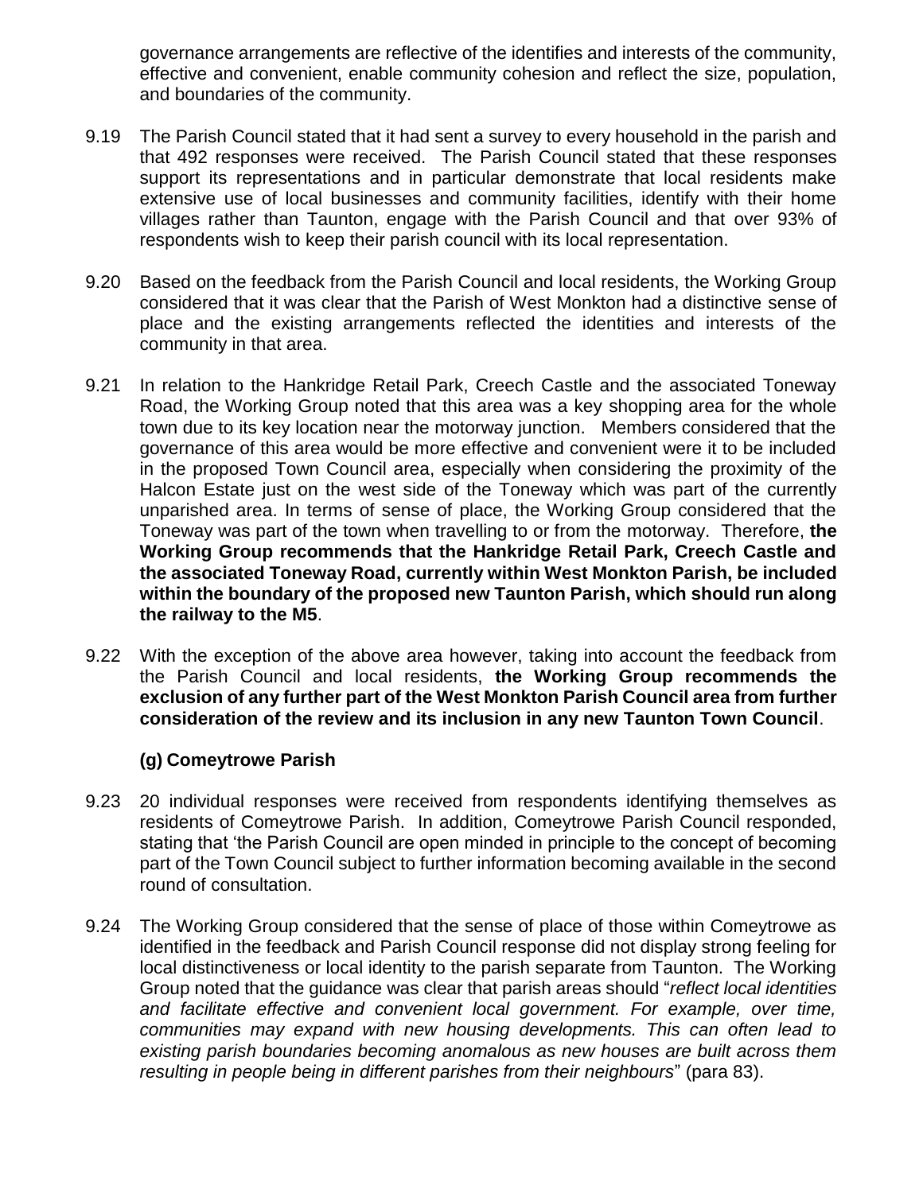governance arrangements are reflective of the identifies and interests of the community, effective and convenient, enable community cohesion and reflect the size, population, and boundaries of the community.

9.19 The Parish Council stated that it had sent a survey to every household in the parish and that 492 responses were received. The Parish Council stated that these responses support its representations and in particular demonstrate that local residents make extensive use of local businesses and community facilities, identify with their home villages rather than Taunton, engage with the Parish Council and that over 93% of respondents wish to keep their parish council with its local representation.

9.20 Based on the feedback from the Parish Council and local residents, the Working Group considered that it was clear that the Parish of West Monkton had a distinctive sense of place and the existing arrangements reflected the identities and interests of the community in that area.

9.21 In relation to the Hankridge Retail Park, Creech Castle and the associated Toneway Road, the Working Group noted that this area was a key shopping area for the whole town due to its key location near the motorway junction. Members considered that the governance of this area would be more effective and convenient were it to be included in the proposed Town Council area, especially when considering the proximity of the Halcon Estate just on the west side of the Toneway which was part of the currently unparished area. In terms of sense of place, the Working Group considered that the Toneway was part of the town when travelling to or from the motorway. Therefore, **the Working Group recommends that the Hankridge Retail Park, Creech Castle and the associated Toneway Road, currently within West Monkton Parish, be included within the boundary of the proposed new Taunton Parish, which should run along the railway to the M5**.

9.22 With the exception of the above area however, taking into account the feedback from the Parish Council and local residents, **the Working Group recommends the exclusion of any further part of the West Monkton Parish Council area from further consideration of the review and its inclusion in any new Taunton Town Council**.

### (g) Comeytrowe Parish

9.23 20 individual responses were received from respondents identifying themselves as residents of Comeytrowe Parish. In addition, Comeytrowe Parish Council responded, stating that 'the Parish Council are open minded in principle to the concept of becoming part of the Town Council subject to further information becoming available in the second round of consultation.

9.24 The Working Group considered that the sense of place of those within Comeytrowe as identified in the feedback and Parish Council response did not display strong feeling for local distinctiveness or local identity to the parish separate from Taunton. The Working Group noted that the guidance was clear that parish areas should "*reflect local identities and facilitate effective and convenient local government. For example, over time, communities may expand with new housing developments. This can often lead to existing parish boundaries becoming anomalous as new houses are built across them resulting in people being in different parishes from their neighbours*" (para 83).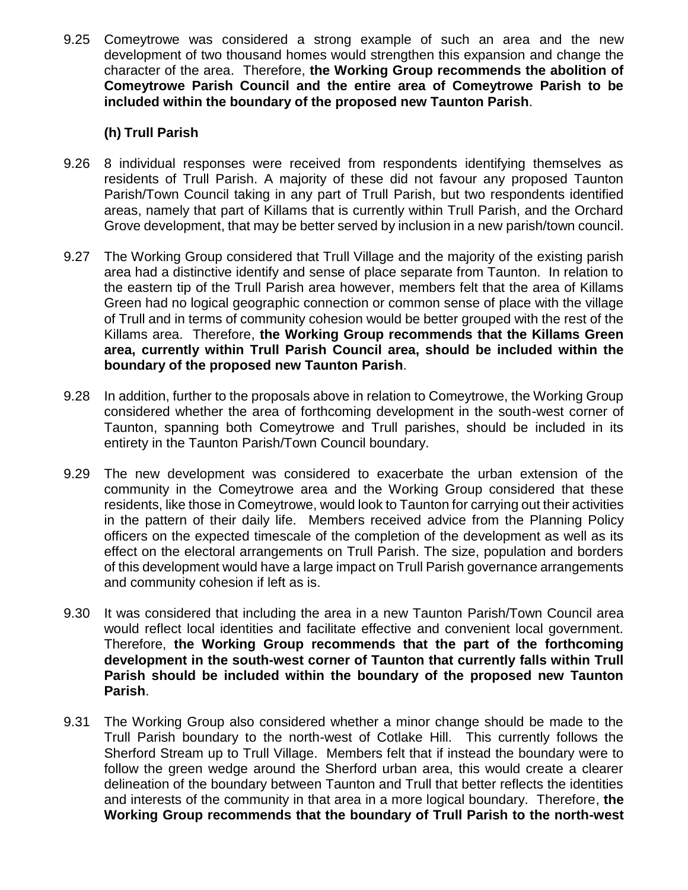9.25 Comeytrowe was considered a strong example of such an area and the new development of two thousand homes would strengthen this expansion and change the character of the area. Therefore, **the Working Group recommends the abolition of Comeytrowe Parish Council and the entire area of Comeytrowe Parish to be included within the boundary of the proposed new Taunton Parish**.

### (h) Trull Parish

9.26 8 individual responses were received from respondents identifying themselves as residents of Trull Parish. A majority of these did not favour any proposed Taunton Parish/Town Council taking in any part of Trull Parish, but two respondents identified areas, namely that part of Killams that is currently within Trull Parish, and the Orchard Grove development, that may be better served by inclusion in a new parish/town council.

9.27 The Working Group considered that Trull Village and the majority of the existing parish area had a distinctive identify and sense of place separate from Taunton. In relation to the eastern tip of the Trull Parish area however, members felt that the area of Killams Green had no logical geographic connection or common sense of place with the village of Trull and in terms of community cohesion would be better grouped with the rest of the Killams area. Therefore, **the Working Group recommends that the Killams Green area, currently within Trull Parish Council area, should be included within the boundary of the proposed new Taunton Parish**.

9.28 In addition, further to the proposals above in relation to Comeytrowe, the Working Group considered whether the area of forthcoming development in the south-west corner of Taunton, spanning both Comeytrowe and Trull parishes, should be included in its entirety in the Taunton Parish/Town Council boundary.

9.29 The new development was considered to exacerbate the urban extension of the community in the Comeytrowe area and the Working Group considered that these residents, like those in Comeytrowe, would look to Taunton for carrying out their activities in the pattern of their daily life. Members received advice from the Planning Policy officers on the expected timescale of the completion of the development as well as its effect on the electoral arrangements on Trull Parish. The size, population and borders of this development would have a large impact on Trull Parish governance arrangements and community cohesion if left as is.

9.30 It was considered that including the area in a new Taunton Parish/Town Council area would reflect local identities and facilitate effective and convenient local government. Therefore, **the Working Group recommends that the part of the forthcoming development in the south-west corner of Taunton that currently falls within Trull Parish should be included within the boundary of the proposed new Taunton Parish**.

9.31 The Working Group also considered whether a minor change should be made to the Trull Parish boundary to the north-west of Cotlake Hill. This currently follows the Sherford Stream up to Trull Village. Members felt that if instead the boundary were to follow the green wedge around the Sherford urban area, this would create a clearer delineation of the boundary between Taunton and Trull that better reflects the identities and interests of the community in that area in a more logical boundary. Therefore, **the Working Group recommends that the boundary of Trull Parish to the north-west**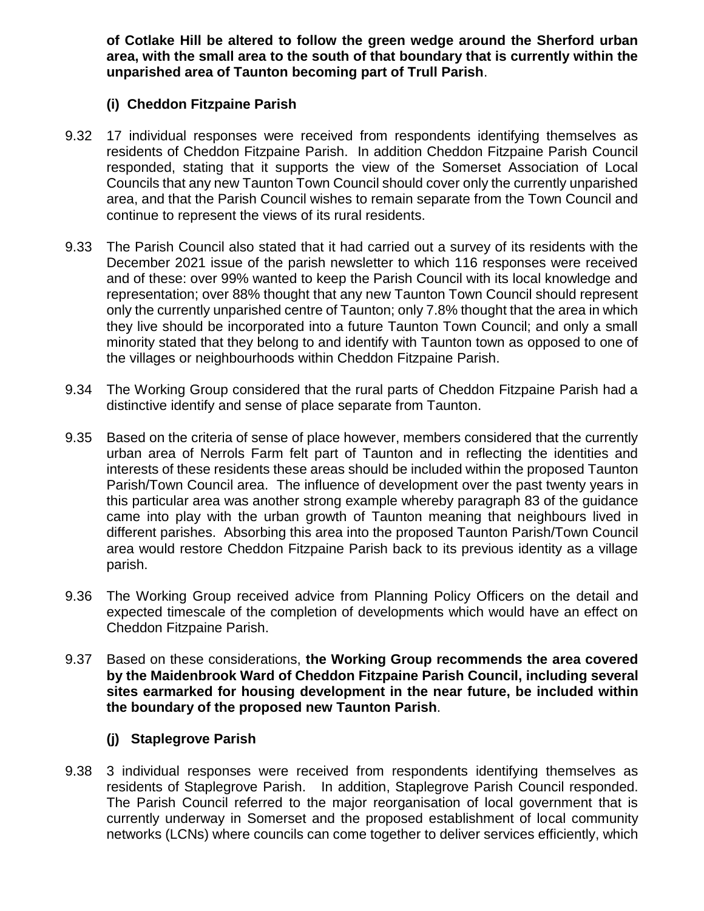**of Cotlake Hill be altered to follow the green wedge around the Sherford urban area, with the small area to the south of that boundary that is currently within the unparished area of Taunton becoming part of Trull Parish**.

### (i) Cheddon Fitzpaine Parish

9.32 17 individual responses were received from respondents identifying themselves as residents of Cheddon Fitzpaine Parish. In addition Cheddon Fitzpaine Parish Council responded, stating that it supports the view of the Somerset Association of Local Councils that any new Taunton Town Council should cover only the currently unparished area, and that the Parish Council wishes to remain separate from the Town Council and continue to represent the views of its rural residents.

9.33 The Parish Council also stated that it had carried out a survey of its residents with the December 2021 issue of the parish newsletter to which 116 responses were received and of these: over 99% wanted to keep the Parish Council with its local knowledge and representation; over 88% thought that any new Taunton Town Council should represent only the currently unparished centre of Taunton; only 7.8% thought that the area in which they live should be incorporated into a future Taunton Town Council; and only a small minority stated that they belong to and identify with Taunton town as opposed to one of the villages or neighbourhoods within Cheddon Fitzpaine Parish.

9.34 The Working Group considered that the rural parts of Cheddon Fitzpaine Parish had a distinctive identify and sense of place separate from Taunton.

9.35 Based on the criteria of sense of place however, members considered that the currently urban area of Nerrols Farm felt part of Taunton and in reflecting the identities and interests of these residents these areas should be included within the proposed Taunton Parish/Town Council area. The influence of development over the past twenty years in this particular area was another strong example whereby paragraph 83 of the guidance came into play with the urban growth of Taunton meaning that neighbours lived in different parishes. Absorbing this area into the proposed Taunton Parish/Town Council area would restore Cheddon Fitzpaine Parish back to its previous identity as a village parish.

9.36 The Working Group received advice from Planning Policy Officers on the detail and expected timescale of the completion of developments which would have an effect on Cheddon Fitzpaine Parish.

9.37 Based on these considerations, **the Working Group recommends the area covered by the Maidenbrook Ward of Cheddon Fitzpaine Parish Council, including several sites earmarked for housing development in the near future, be included within the boundary of the proposed new Taunton Parish**.

### (j) Staplegrove Parish

9.38 3 individual responses were received from respondents identifying themselves as residents of Staplegrove Parish. In addition, Staplegrove Parish Council responded. The Parish Council referred to the major reorganisation of local government that is currently underway in Somerset and the proposed establishment of local community networks (LCNs) where councils can come together to deliver services efficiently, which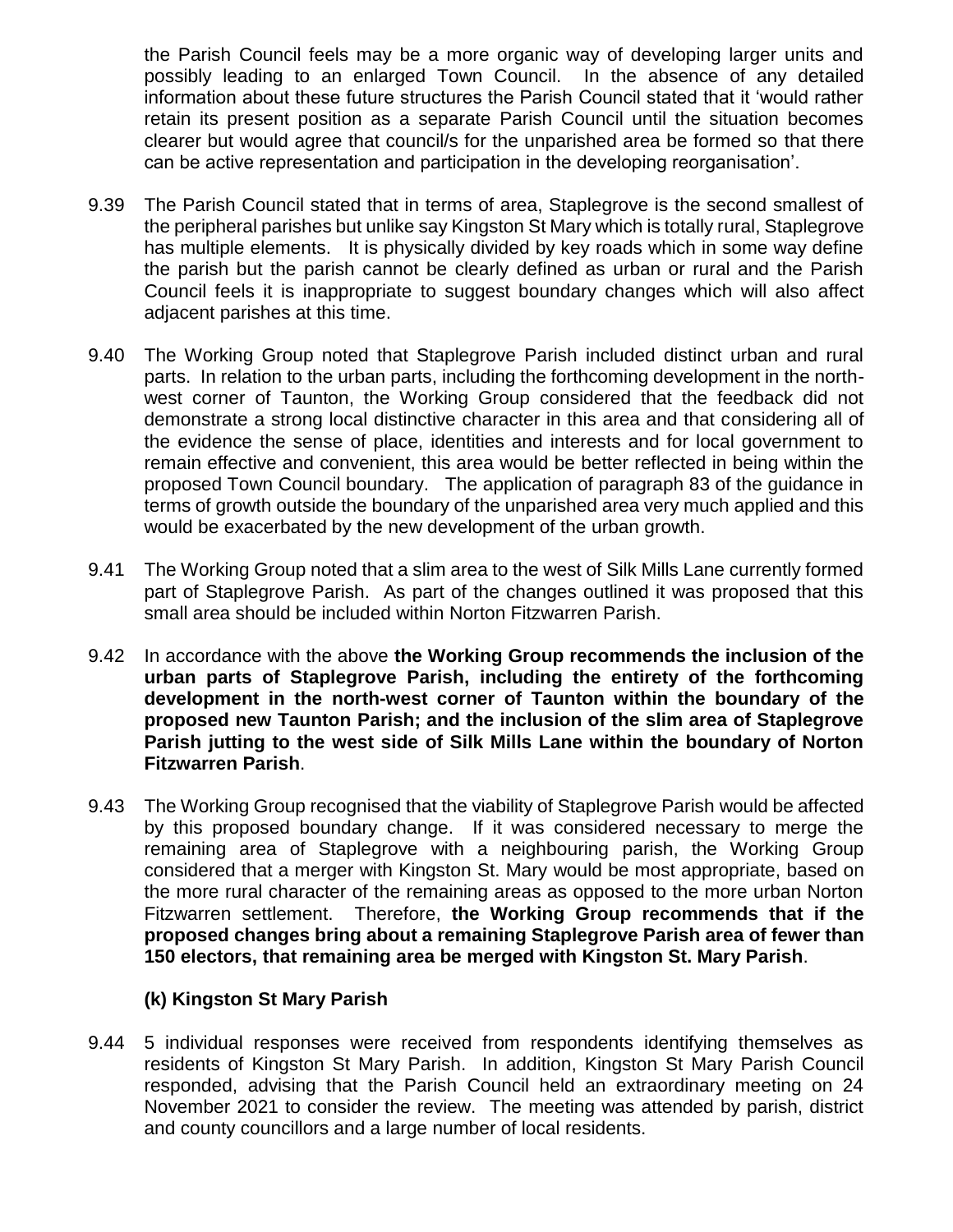the Parish Council feels may be a more organic way of developing larger units and possibly leading to an enlarged Town Council. In the absence of any detailed information about these future structures the Parish Council stated that it 'would rather retain its present position as a separate Parish Council until the situation becomes clearer but would agree that council/s for the unparished area be formed so that there can be active representation and participation in the developing reorganisation'.

9.39 The Parish Council stated that in terms of area, Staplegrove is the second smallest of the peripheral parishes but unlike say Kingston St Mary which is totally rural, Staplegrove has multiple elements. It is physically divided by key roads which in some way define the parish but the parish cannot be clearly defined as urban or rural and the Parish Council feels it is inappropriate to suggest boundary changes which will also affect adjacent parishes at this time.

9.40 The Working Group noted that Staplegrove Parish included distinct urban and rural parts. In relation to the urban parts, including the forthcoming development in the north-west corner of Taunton, the Working Group considered that the feedback did not demonstrate a strong local distinctive character in this area and that considering all of the evidence the sense of place, identities and interests and for local government to remain effective and convenient, this area would be better reflected in being within the proposed Town Council boundary. The application of paragraph 83 of the guidance in terms of growth outside the boundary of the unparished area very much applied and this would be exacerbated by the new development of the urban growth.

9.41 The Working Group noted that a slim area to the west of Silk Mills Lane currently formed part of Staplegrove Parish. As part of the changes outlined it was proposed that this small area should be included within Norton Fitzwarren Parish.

9.42 In accordance with the above **the Working Group recommends the inclusion of the urban parts of Staplegrove Parish, including the entirety of the forthcoming development in the north-west corner of Taunton within the boundary of the proposed new Taunton Parish; and the inclusion of the slim area of Staplegrove Parish jutting to the west side of Silk Mills Lane within the boundary of Norton Fitzwarren Parish**.

9.43 The Working Group recognised that the viability of Staplegrove Parish would be affected by this proposed boundary change. If it was considered necessary to merge the remaining area of Staplegrove with a neighbouring parish, the Working Group considered that a merger with Kingston St. Mary would be most appropriate, based on the more rural character of the remaining areas as opposed to the more urban Norton Fitzwarren settlement. Therefore, **the Working Group recommends that if the proposed changes bring about a remaining Staplegrove Parish area of fewer than 150 electors, that remaining area be merged with Kingston St. Mary Parish**.

### (k) Kingston St Mary Parish

9.44 5 individual responses were received from respondents identifying themselves as residents of Kingston St Mary Parish. In addition, Kingston St Mary Parish Council responded, advising that the Parish Council held an extraordinary meeting on 24 November 2021 to consider the review. The meeting was attended by parish, district and county councillors and a large number of local residents.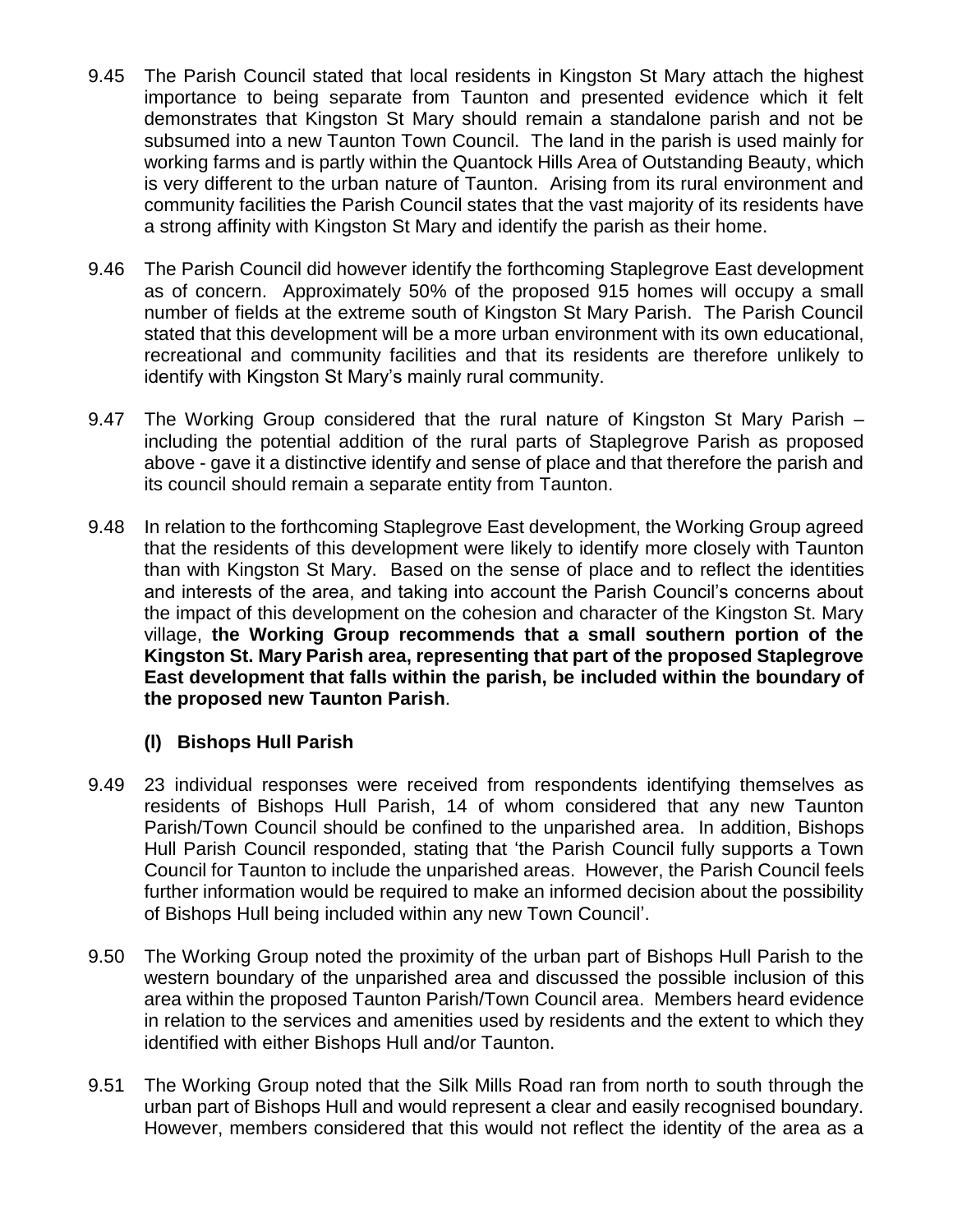9.45 The Parish Council stated that local residents in Kingston St Mary attach the highest importance to being separate from Taunton and presented evidence which it felt demonstrates that Kingston St Mary should remain a standalone parish and not be subsumed into a new Taunton Town Council. The land in the parish is used mainly for working farms and is partly within the Quantock Hills Area of Outstanding Beauty, which is very different to the urban nature of Taunton. Arising from its rural environment and community facilities the Parish Council states that the vast majority of its residents have a strong affinity with Kingston St Mary and identify the parish as their home.

9.46 The Parish Council did however identify the forthcoming Staplegrove East development as of concern. Approximately 50% of the proposed 915 homes will occupy a small number of fields at the extreme south of Kingston St Mary Parish. The Parish Council stated that this development will be a more urban environment with its own educational, recreational and community facilities and that its residents are therefore unlikely to identify with Kingston St Mary's mainly rural community.

9.47 The Working Group considered that the rural nature of Kingston St Mary Parish – including the potential addition of the rural parts of Staplegrove Parish as proposed above - gave it a distinctive identify and sense of place and that therefore the parish and its council should remain a separate entity from Taunton.

9.48 In relation to the forthcoming Staplegrove East development, the Working Group agreed that the residents of this development were likely to identify more closely with Taunton than with Kingston St Mary. Based on the sense of place and to reflect the identities and interests of the area, and taking into account the Parish Council's concerns about the impact of this development on the cohesion and character of the Kingston St. Mary village, **the Working Group recommends that a small southern portion of the Kingston St. Mary Parish area, representing that part of the proposed Staplegrove East development that falls within the parish, be included within the boundary of the proposed new Taunton Parish**.

### (l) Bishops Hull Parish

9.49 23 individual responses were received from respondents identifying themselves as residents of Bishops Hull Parish, 14 of whom considered that any new Taunton Parish/Town Council should be confined to the unparished area. In addition, Bishops Hull Parish Council responded, stating that 'the Parish Council fully supports a Town Council for Taunton to include the unparished areas. However, the Parish Council feels further information would be required to make an informed decision about the possibility of Bishops Hull being included within any new Town Council'.

9.50 The Working Group noted the proximity of the urban part of Bishops Hull Parish to the western boundary of the unparished area and discussed the possible inclusion of this area within the proposed Taunton Parish/Town Council area. Members heard evidence in relation to the services and amenities used by residents and the extent to which they identified with either Bishops Hull and/or Taunton.

9.51 The Working Group noted that the Silk Mills Road ran from north to south through the urban part of Bishops Hull and would represent a clear and easily recognised boundary. However, members considered that this would not reflect the identity of the area as a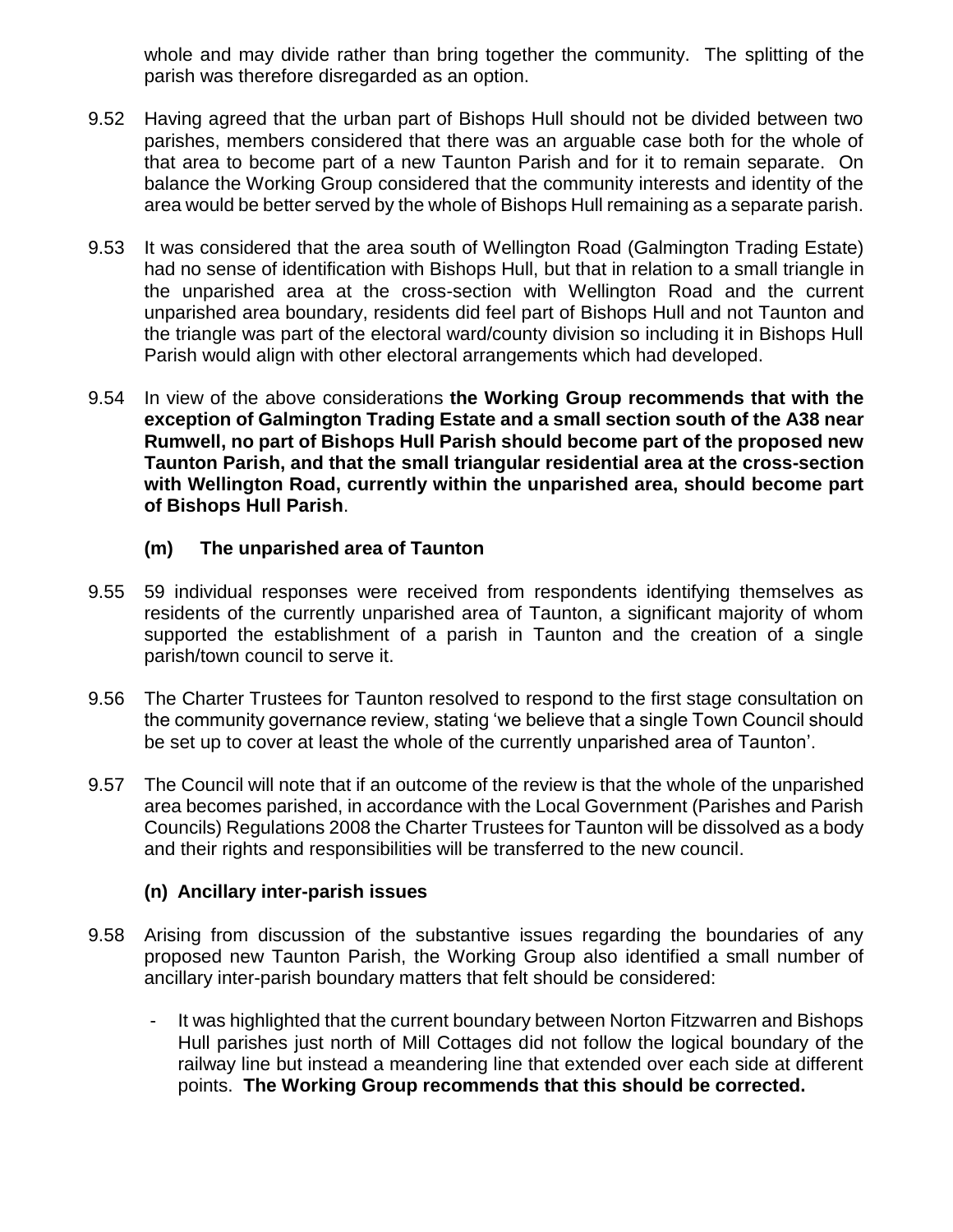whole and may divide rather than bring together the community. The splitting of the parish was therefore disregarded as an option.

9.52 Having agreed that the urban part of Bishops Hull should not be divided between two parishes, members considered that there was an arguable case both for the whole of that area to become part of a new Taunton Parish and for it to remain separate. On balance the Working Group considered that the community interests and identity of the area would be better served by the whole of Bishops Hull remaining as a separate parish.

9.53 It was considered that the area south of Wellington Road (Galmington Trading Estate) had no sense of identification with Bishops Hull, but that in relation to a small triangle in the unparished area at the cross-section with Wellington Road and the current unparished area boundary, residents did feel part of Bishops Hull and not Taunton and the triangle was part of the electoral ward/county division so including it in Bishops Hull Parish would align with other electoral arrangements which had developed.

9.54 In view of the above considerations **the Working Group recommends that with the exception of Galmington Trading Estate and a small section south of the A38 near Rumwell, no part of Bishops Hull Parish should become part of the proposed new Taunton Parish, and that the small triangular residential area at the cross-section with Wellington Road, currently within the unparished area, should become part of Bishops Hull Parish**.

### (m) The unparished area of Taunton

9.55 59 individual responses were received from respondents identifying themselves as residents of the currently unparished area of Taunton, a significant majority of whom supported the establishment of a parish in Taunton and the creation of a single parish/town council to serve it.

9.56 The Charter Trustees for Taunton resolved to respond to the first stage consultation on the community governance review, stating 'we believe that a single Town Council should be set up to cover at least the whole of the currently unparished area of Taunton'.

9.57 The Council will note that if an outcome of the review is that the whole of the unparished area becomes parished, in accordance with the Local Government (Parishes and Parish Councils) Regulations 2008 the Charter Trustees for Taunton will be dissolved as a body and their rights and responsibilities will be transferred to the new council.

### (n) Ancillary inter-parish issues

9.58 Arising from discussion of the substantive issues regarding the boundaries of any proposed new Taunton Parish, the Working Group also identified a small number of ancillary inter-parish boundary matters that felt should be considered:

- It was highlighted that the current boundary between Norton Fitzwarren and Bishops Hull parishes just north of Mill Cottages did not follow the logical boundary of the railway line but instead a meandering line that extended over each side at different points. **The Working Group recommends that this should be corrected.**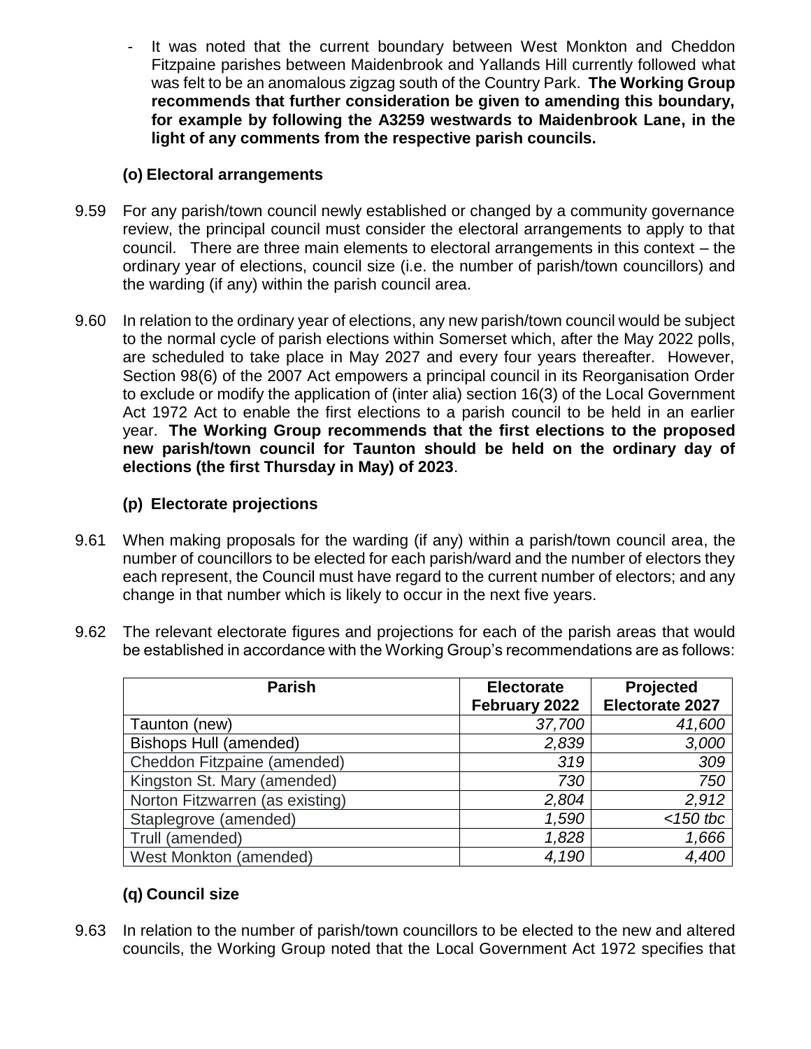- It was noted that the current boundary between West Monkton and Cheddon Fitzpaine parishes between Maidenbrook and Yallands Hill currently followed what was felt to be an anomalous zigzag south of the Country Park. **The Working Group recommends that further consideration be given to amending this boundary, for example by following the A3259 westwards to Maidenbrook Lane, in the light of any comments from the respective parish councils.**

### (o) Electoral arrangements

9.59 For any parish/town council newly established or changed by a community governance review, the principal council must consider the electoral arrangements to apply to that council. There are three main elements to electoral arrangements in this context – the ordinary year of elections, council size (i.e. the number of parish/town councillors) and the warding (if any) within the parish council area.

9.60 In relation to the ordinary year of elections, any new parish/town council would be subject to the normal cycle of parish elections within Somerset which, after the May 2022 polls, are scheduled to take place in May 2027 and every four years thereafter. However, Section 98(6) of the 2007 Act empowers a principal council in its Reorganisation Order to exclude or modify the application of (inter alia) section 16(3) of the Local Government Act 1972 Act to enable the first elections to a parish council to be held in an earlier year. **The Working Group recommends that the first elections to the proposed new parish/town council for Taunton should be held on the ordinary day of elections (the first Thursday in May) of 2023**.

### (p) Electorate projections

9.61 When making proposals for the warding (if any) within a parish/town council area, the number of councillors to be elected for each parish/ward and the number of electors they each represent, the Council must have regard to the current number of electors; and any change in that number which is likely to occur in the next five years.

9.62 The relevant electorate figures and projections for each of the parish areas that would be established in accordance with the Working Group's recommendations are as follows:

| Parish | Electorate February 2022 | Projected Electorate 2027 |
|---|---|---|
| Taunton (new) | *37,700* | *41,600* |
| Bishops Hull (amended) | *2,839* | *3,000* |
| Cheddon Fitzpaine (amended) | *319* | *309* |
| Kingston St. Mary (amended) | *730* | *750* |
| Norton Fitzwarren (as existing) | *2,804* | *2,912* |
| Staplegrove (amended) | *1,590* | *<150 tbc* |
| Trull (amended) | *1,828* | *1,666* |
| West Monkton (amended) | *4,190* | *4,400* |

### (q) Council size

9.63 In relation to the number of parish/town councillors to be elected to the new and altered councils, the Working Group noted that the Local Government Act 1972 specifies that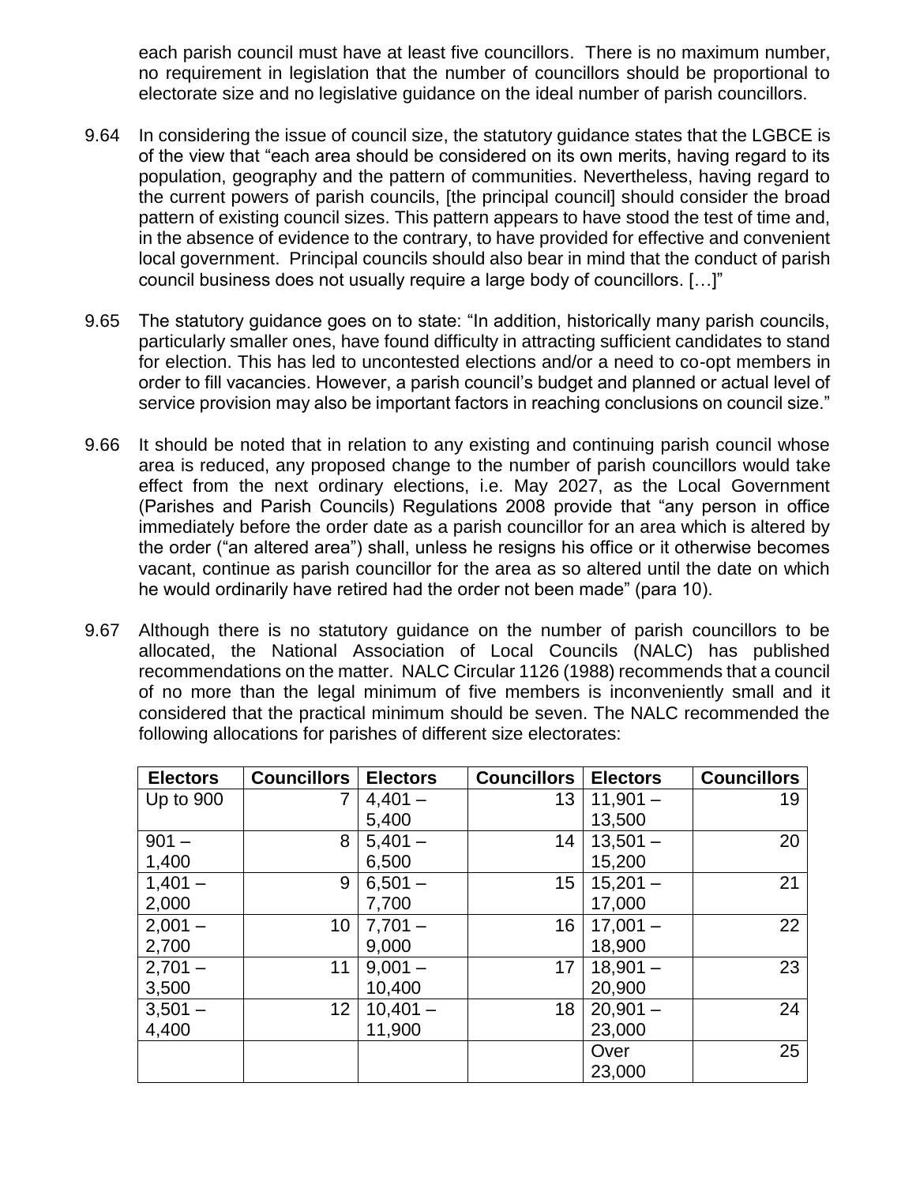each parish council must have at least five councillors. There is no maximum number, no requirement in legislation that the number of councillors should be proportional to electorate size and no legislative guidance on the ideal number of parish councillors.

9.64 In considering the issue of council size, the statutory guidance states that the LGBCE is of the view that "each area should be considered on its own merits, having regard to its population, geography and the pattern of communities. Nevertheless, having regard to the current powers of parish councils, [the principal council] should consider the broad pattern of existing council sizes. This pattern appears to have stood the test of time and, in the absence of evidence to the contrary, to have provided for effective and convenient local government. Principal councils should also bear in mind that the conduct of parish council business does not usually require a large body of councillors. […]"

9.65 The statutory guidance goes on to state: "In addition, historically many parish councils, particularly smaller ones, have found difficulty in attracting sufficient candidates to stand for election. This has led to uncontested elections and/or a need to co-opt members in order to fill vacancies. However, a parish council's budget and planned or actual level of service provision may also be important factors in reaching conclusions on council size."

9.66 It should be noted that in relation to any existing and continuing parish council whose area is reduced, any proposed change to the number of parish councillors would take effect from the next ordinary elections, i.e. May 2027, as the Local Government (Parishes and Parish Councils) Regulations 2008 provide that "any person in office immediately before the order date as a parish councillor for an area which is altered by the order ("an altered area") shall, unless he resigns his office or it otherwise becomes vacant, continue as parish councillor for the area as so altered until the date on which he would ordinarily have retired had the order not been made" (para 10).

9.67 Although there is no statutory guidance on the number of parish councillors to be allocated, the National Association of Local Councils (NALC) has published recommendations on the matter. NALC Circular 1126 (1988) recommends that a council of no more than the legal minimum of five members is inconveniently small and it considered that the practical minimum should be seven. The NALC recommended the following allocations for parishes of different size electorates:

| Electors | Councillors | Electors | Councillors | Electors | Councillors |
|---|---|---|---|---|---|
| Up to 900 | 7 | 4,401 – 5,400 | 13 | 11,901 – 13,500 | 19 |
| 901 – 1,400 | 8 | 5,401 – 6,500 | 14 | 13,501 – 15,200 | 20 |
| 1,401 – 2,000 | 9 | 6,501 – 7,700 | 15 | 15,201 – 17,000 | 21 |
| 2,001 – 2,700 | 10 | 7,701 – 9,000 | 16 | 17,001 – 18,900 | 22 |
| 2,701 – 3,500 | 11 | 9,001 – 10,400 | 17 | 18,901 – 20,900 | 23 |
| 3,501 – 4,400 | 12 | 10,401 – 11,900 | 18 | 20,901 – 23,000 | 24 |
| | | | | Over 23,000 | 25 |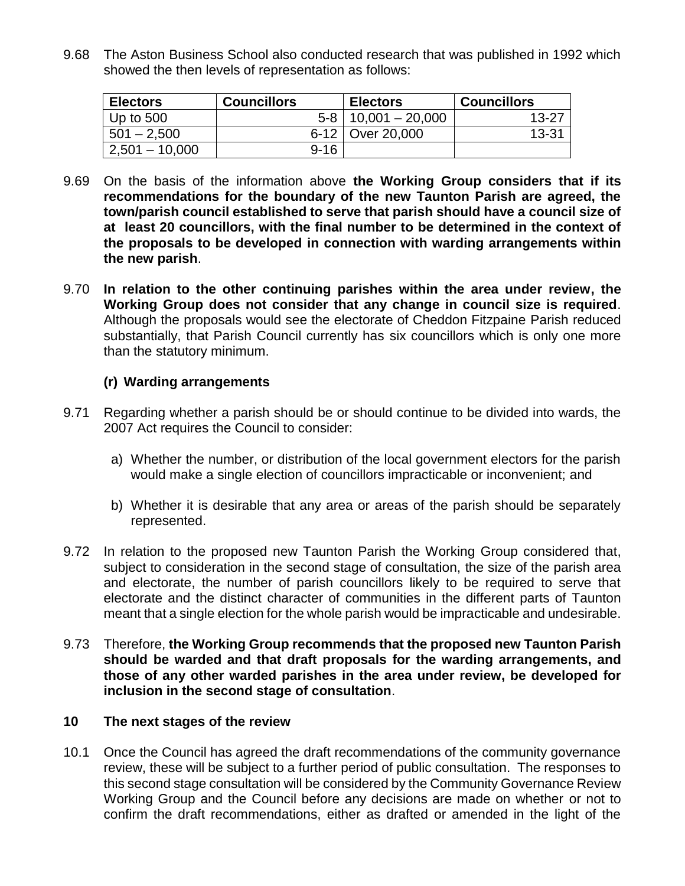9.68 The Aston Business School also conducted research that was published in 1992 which showed the then levels of representation as follows:

| Electors | Councillors | Electors | Councillors |
|---|---|---|---|
| Up to 500 | 5-8 | 10,001 – 20,000 | 13-27 |
| 501 – 2,500 | 6-12 | Over 20,000 | 13-31 |
| 2,501 – 10,000 | 9-16 | | |

9.69 On the basis of the information above **the Working Group considers that if its recommendations for the boundary of the new Taunton Parish are agreed, the town/parish council established to serve that parish should have a council size of at least 20 councillors, with the final number to be determined in the context of the proposals to be developed in connection with warding arrangements within the new parish**.

9.70 **In relation to the other continuing parishes within the area under review, the Working Group does not consider that any change in council size is required**. Although the proposals would see the electorate of Cheddon Fitzpaine Parish reduced substantially, that Parish Council currently has six councillors which is only one more than the statutory minimum.

### (r) Warding arrangements

9.71 Regarding whether a parish should be or should continue to be divided into wards, the 2007 Act requires the Council to consider:

a) Whether the number, or distribution of the local government electors for the parish would make a single election of councillors impracticable or inconvenient; and

b) Whether it is desirable that any area or areas of the parish should be separately represented.

9.72 In relation to the proposed new Taunton Parish the Working Group considered that, subject to consideration in the second stage of consultation, the size of the parish area and electorate, the number of parish councillors likely to be required to serve that electorate and the distinct character of communities in the different parts of Taunton meant that a single election for the whole parish would be impracticable and undesirable.

9.73 Therefore, **the Working Group recommends that the proposed new Taunton Parish should be warded and that draft proposals for the warding arrangements, and those of any other warded parishes in the area under review, be developed for inclusion in the second stage of consultation**.

## 10 The next stages of the review

10.1 Once the Council has agreed the draft recommendations of the community governance review, these will be subject to a further period of public consultation. The responses to this second stage consultation will be considered by the Community Governance Review Working Group and the Council before any decisions are made on whether or not to confirm the draft recommendations, either as drafted or amended in the light of the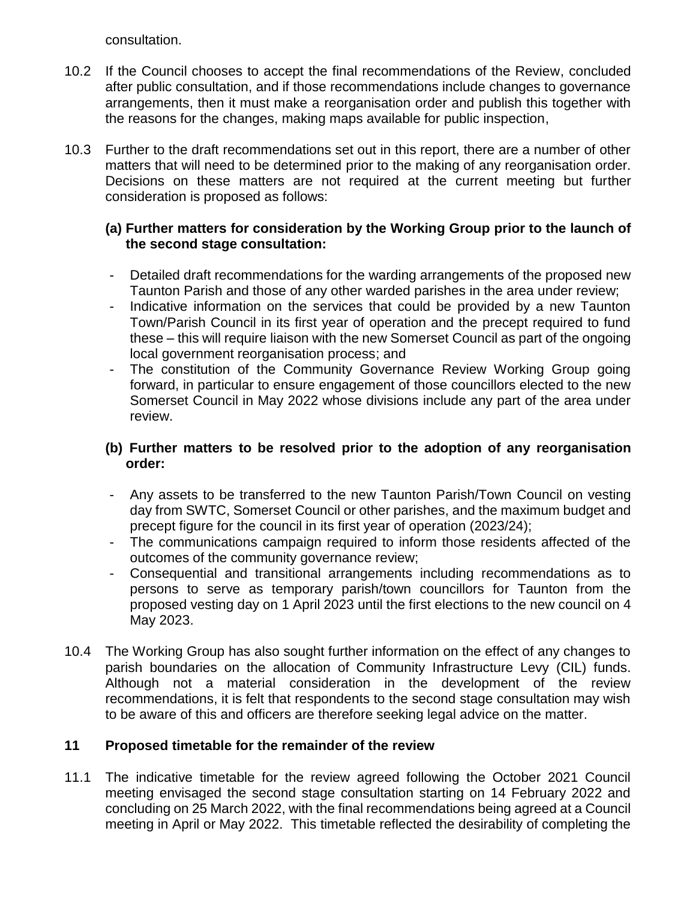consultation.

10.2 If the Council chooses to accept the final recommendations of the Review, concluded after public consultation, and if those recommendations include changes to governance arrangements, then it must make a reorganisation order and publish this together with the reasons for the changes, making maps available for public inspection,

10.3 Further to the draft recommendations set out in this report, there are a number of other matters that will need to be determined prior to the making of any reorganisation order. Decisions on these matters are not required at the current meeting but further consideration is proposed as follows:

**(a) Further matters for consideration by the Working Group prior to the launch of the second stage consultation:**

- Detailed draft recommendations for the warding arrangements of the proposed new Taunton Parish and those of any other warded parishes in the area under review;
- Indicative information on the services that could be provided by a new Taunton Town/Parish Council in its first year of operation and the precept required to fund these – this will require liaison with the new Somerset Council as part of the ongoing local government reorganisation process; and
- The constitution of the Community Governance Review Working Group going forward, in particular to ensure engagement of those councillors elected to the new Somerset Council in May 2022 whose divisions include any part of the area under review.

**(b) Further matters to be resolved prior to the adoption of any reorganisation order:**

- Any assets to be transferred to the new Taunton Parish/Town Council on vesting day from SWTC, Somerset Council or other parishes, and the maximum budget and precept figure for the council in its first year of operation (2023/24);
- The communications campaign required to inform those residents affected of the outcomes of the community governance review;
- Consequential and transitional arrangements including recommendations as to persons to serve as temporary parish/town councillors for Taunton from the proposed vesting day on 1 April 2023 until the first elections to the new council on 4 May 2023.

10.4 The Working Group has also sought further information on the effect of any changes to parish boundaries on the allocation of Community Infrastructure Levy (CIL) funds. Although not a material consideration in the development of the review recommendations, it is felt that respondents to the second stage consultation may wish to be aware of this and officers are therefore seeking legal advice on the matter.

## 11 Proposed timetable for the remainder of the review

11.1 The indicative timetable for the review agreed following the October 2021 Council meeting envisaged the second stage consultation starting on 14 February 2022 and concluding on 25 March 2022, with the final recommendations being agreed at a Council meeting in April or May 2022. This timetable reflected the desirability of completing the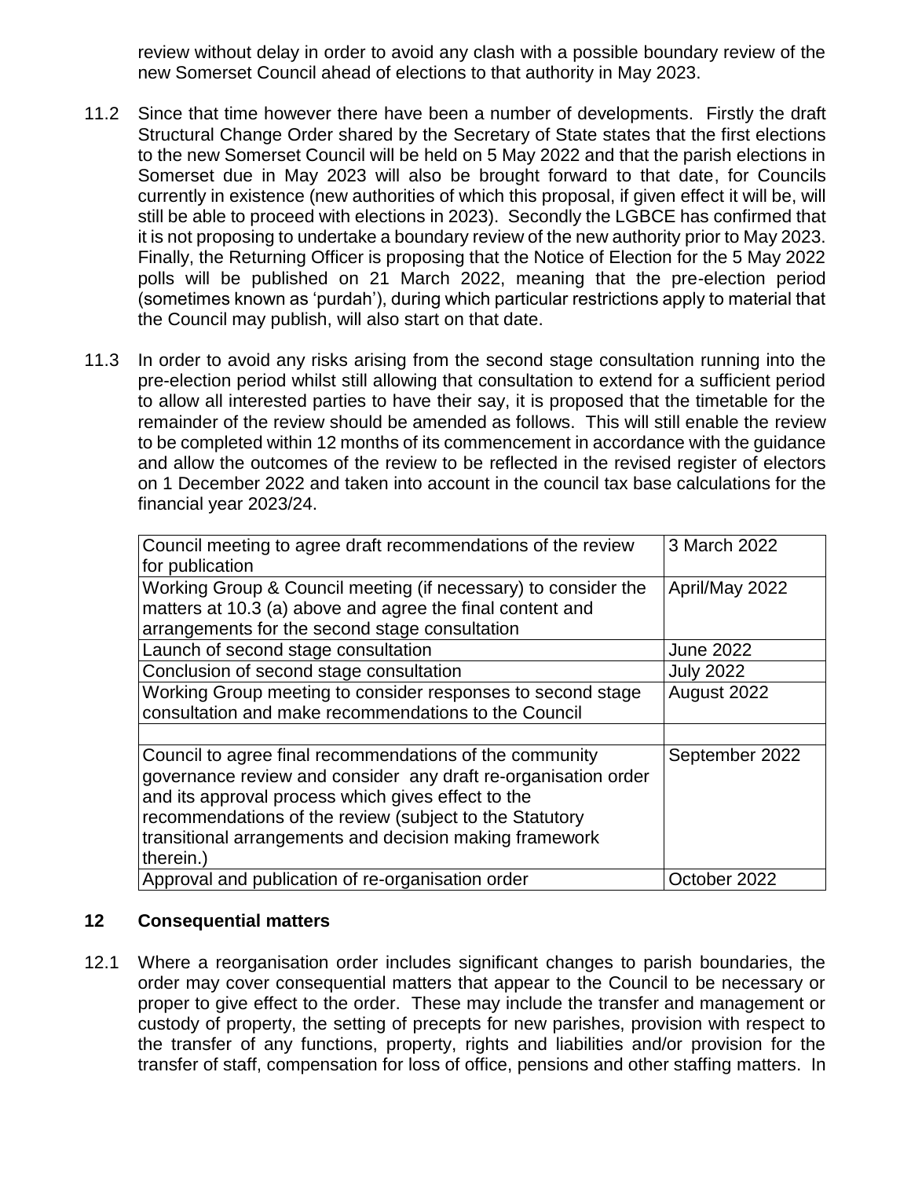review without delay in order to avoid any clash with a possible boundary review of the new Somerset Council ahead of elections to that authority in May 2023.

11.2 Since that time however there have been a number of developments. Firstly the draft Structural Change Order shared by the Secretary of State states that the first elections to the new Somerset Council will be held on 5 May 2022 and that the parish elections in Somerset due in May 2023 will also be brought forward to that date, for Councils currently in existence (new authorities of which this proposal, if given effect it will be, will still be able to proceed with elections in 2023). Secondly the LGBCE has confirmed that it is not proposing to undertake a boundary review of the new authority prior to May 2023. Finally, the Returning Officer is proposing that the Notice of Election for the 5 May 2022 polls will be published on 21 March 2022, meaning that the pre-election period (sometimes known as 'purdah'), during which particular restrictions apply to material that the Council may publish, will also start on that date.

11.3 In order to avoid any risks arising from the second stage consultation running into the pre-election period whilst still allowing that consultation to extend for a sufficient period to allow all interested parties to have their say, it is proposed that the timetable for the remainder of the review should be amended as follows. This will still enable the review to be completed within 12 months of its commencement in accordance with the guidance and allow the outcomes of the review to be reflected in the revised register of electors on 1 December 2022 and taken into account in the council tax base calculations for the financial year 2023/24.

| | |
|---|---|
| Council meeting to agree draft recommendations of the review for publication | 3 March 2022 |
| Working Group & Council meeting (if necessary) to consider the matters at 10.3 (a) above and agree the final content and arrangements for the second stage consultation | April/May 2022 |
| Launch of second stage consultation | June 2022 |
| Conclusion of second stage consultation | July 2022 |
| Working Group meeting to consider responses to second stage consultation and make recommendations to the Council | August 2022 |
| | |
| Council to agree final recommendations of the community governance review and consider any draft re-organisation order and its approval process which gives effect to the recommendations of the review (subject to the Statutory transitional arrangements and decision making framework therein.) | September 2022 |
| Approval and publication of re-organisation order | October 2022 |

## 12 Consequential matters

12.1 Where a reorganisation order includes significant changes to parish boundaries, the order may cover consequential matters that appear to the Council to be necessary or proper to give effect to the order. These may include the transfer and management or custody of property, the setting of precepts for new parishes, provision with respect to the transfer of any functions, property, rights and liabilities and/or provision for the transfer of staff, compensation for loss of office, pensions and other staffing matters. In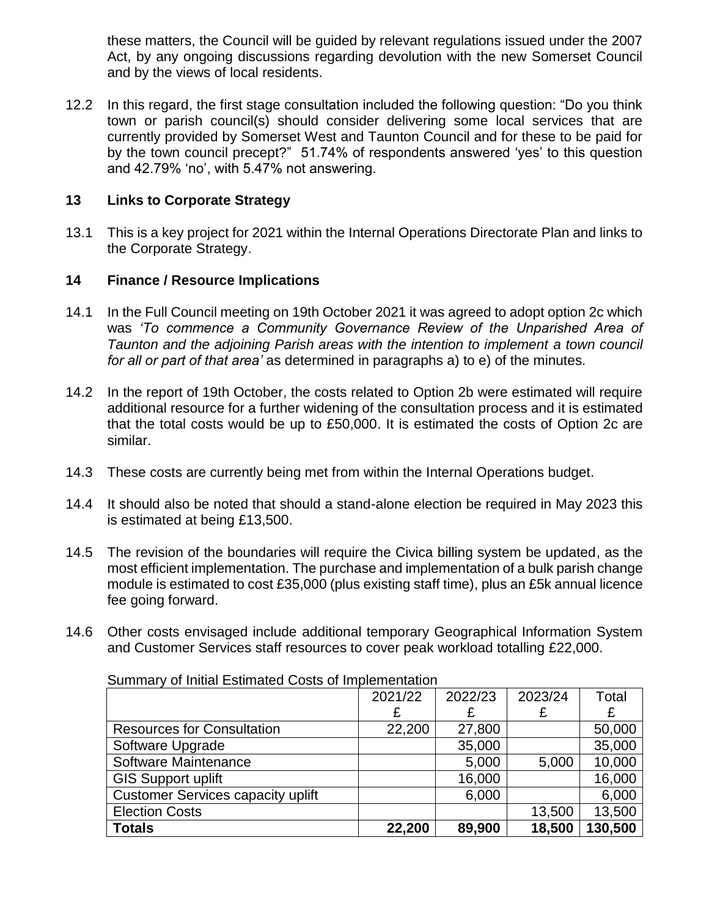these matters, the Council will be guided by relevant regulations issued under the 2007 Act, by any ongoing discussions regarding devolution with the new Somerset Council and by the views of local residents.

12.2 In this regard, the first stage consultation included the following question: "Do you think town or parish council(s) should consider delivering some local services that are currently provided by Somerset West and Taunton Council and for these to be paid for by the town council precept?" 51.74% of respondents answered 'yes' to this question and 42.79% 'no', with 5.47% not answering.

## 13 Links to Corporate Strategy

13.1 This is a key project for 2021 within the Internal Operations Directorate Plan and links to the Corporate Strategy.

## 14 Finance / Resource Implications

14.1 In the Full Council meeting on 19th October 2021 it was agreed to adopt option 2c which was *'To commence a Community Governance Review of the Unparished Area of Taunton and the adjoining Parish areas with the intention to implement a town council for all or part of that area'* as determined in paragraphs a) to e) of the minutes.

14.2 In the report of 19th October, the costs related to Option 2b were estimated will require additional resource for a further widening of the consultation process and it is estimated that the total costs would be up to £50,000. It is estimated the costs of Option 2c are similar.

14.3 These costs are currently being met from within the Internal Operations budget.

14.4 It should also be noted that should a stand-alone election be required in May 2023 this is estimated at being £13,500.

14.5 The revision of the boundaries will require the Civica billing system be updated, as the most efficient implementation. The purchase and implementation of a bulk parish change module is estimated to cost £35,000 (plus existing staff time), plus an £5k annual licence fee going forward.

14.6 Other costs envisaged include additional temporary Geographical Information System and Customer Services staff resources to cover peak workload totalling £22,000.

Summary of Initial Estimated Costs of Implementation

| | 2021/22<br>£ | 2022/23<br>£ | 2023/24<br>£ | Total<br>£ |
|---|---|---|---|---|
| Resources for Consultation | 22,200 | 27,800 | | 50,000 |
| Software Upgrade | | 35,000 | | 35,000 |
| Software Maintenance | | 5,000 | 5,000 | 10,000 |
| GIS Support uplift | | 16,000 | | 16,000 |
| Customer Services capacity uplift | | 6,000 | | 6,000 |
| Election Costs | | | 13,500 | 13,500 |
| **Totals** | **22,200** | **89,900** | **18,500** | **130,500** |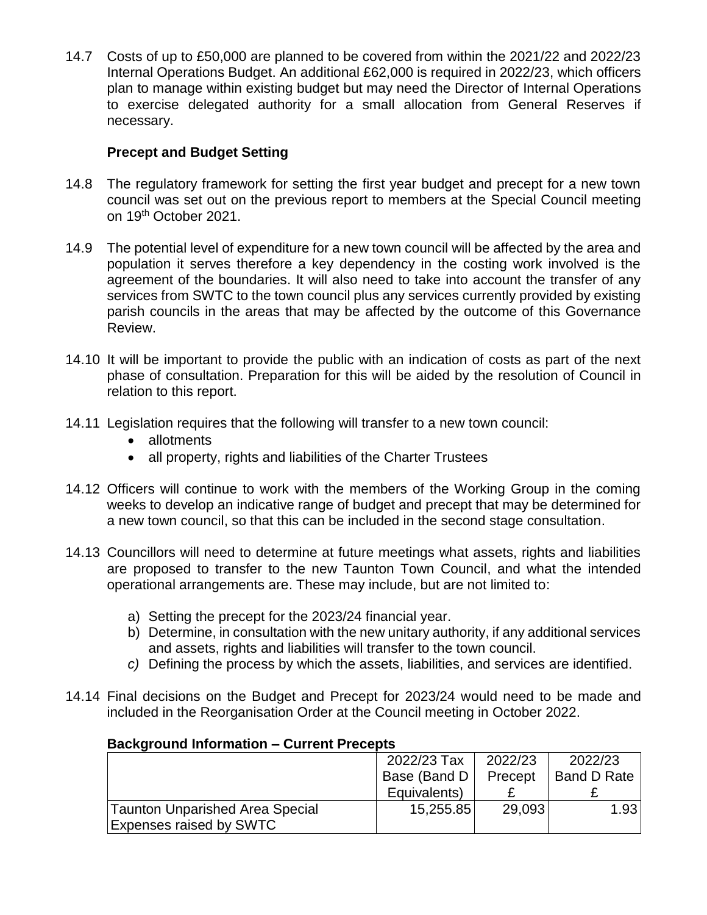14.7 Costs of up to £50,000 are planned to be covered from within the 2021/22 and 2022/23 Internal Operations Budget. An additional £62,000 is required in 2022/23, which officers plan to manage within existing budget but may need the Director of Internal Operations to exercise delegated authority for a small allocation from General Reserves if necessary.

**Precept and Budget Setting**

14.8 The regulatory framework for setting the first year budget and precept for a new town council was set out on the previous report to members at the Special Council meeting on 19th October 2021.

14.9 The potential level of expenditure for a new town council will be affected by the area and population it serves therefore a key dependency in the costing work involved is the agreement of the boundaries. It will also need to take into account the transfer of any services from SWTC to the town council plus any services currently provided by existing parish councils in the areas that may be affected by the outcome of this Governance Review.

14.10 It will be important to provide the public with an indication of costs as part of the next phase of consultation. Preparation for this will be aided by the resolution of Council in relation to this report.

14.11 Legislation requires that the following will transfer to a new town council:
- allotments
- all property, rights and liabilities of the Charter Trustees

14.12 Officers will continue to work with the members of the Working Group in the coming weeks to develop an indicative range of budget and precept that may be determined for a new town council, so that this can be included in the second stage consultation.

14.13 Councillors will need to determine at future meetings what assets, rights and liabilities are proposed to transfer to the new Taunton Town Council, and what the intended operational arrangements are. These may include, but are not limited to:

a) Setting the precept for the 2023/24 financial year.
b) Determine, in consultation with the new unitary authority, if any additional services and assets, rights and liabilities will transfer to the town council.
*c)* Defining the process by which the assets, liabilities, and services are identified.

14.14 Final decisions on the Budget and Precept for 2023/24 would need to be made and included in the Reorganisation Order at the Council meeting in October 2022.

**Background Information – Current Precepts**

| | 2022/23 Tax Base (Band D Equivalents) | 2022/23 Precept £ | 2022/23 Band D Rate £ |
|---|---|---|---|
| Taunton Unparished Area Special Expenses raised by SWTC | 15,255.85 | 29,093 | 1.93 |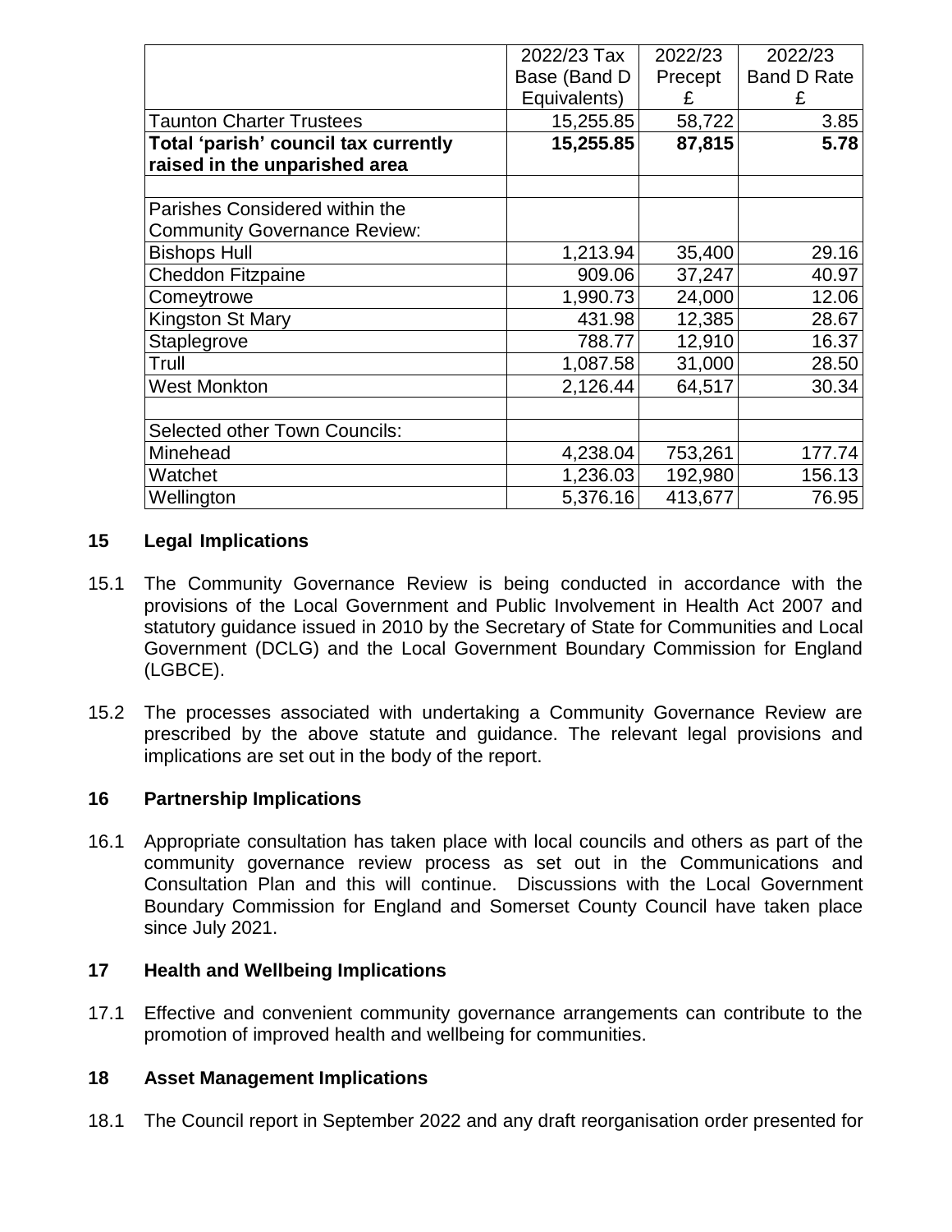| | 2022/23 Tax Base (Band D Equivalents) | 2022/23 Precept £ | 2022/23 Band D Rate £ |
|---|---|---|---|
| Taunton Charter Trustees | 15,255.85 | 58,722 | 3.85 |
| **Total 'parish' council tax currently raised in the unparished area** | **15,255.85** | **87,815** | **5.78** |
| | | | |
| Parishes Considered within the Community Governance Review: | | | |
| Bishops Hull | 1,213.94 | 35,400 | 29.16 |
| Cheddon Fitzpaine | 909.06 | 37,247 | 40.97 |
| Comeytrowe | 1,990.73 | 24,000 | 12.06 |
| Kingston St Mary | 431.98 | 12,385 | 28.67 |
| Staplegrove | 788.77 | 12,910 | 16.37 |
| Trull | 1,087.58 | 31,000 | 28.50 |
| West Monkton | 2,126.44 | 64,517 | 30.34 |
| | | | |
| Selected other Town Councils: | | | |
| Minehead | 4,238.04 | 753,261 | 177.74 |
| Watchet | 1,236.03 | 192,980 | 156.13 |
| Wellington | 5,376.16 | 413,677 | 76.95 |

## 15 Legal Implications

15.1 The Community Governance Review is being conducted in accordance with the provisions of the Local Government and Public Involvement in Health Act 2007 and statutory guidance issued in 2010 by the Secretary of State for Communities and Local Government (DCLG) and the Local Government Boundary Commission for England (LGBCE).

15.2 The processes associated with undertaking a Community Governance Review are prescribed by the above statute and guidance. The relevant legal provisions and implications are set out in the body of the report.

## 16 Partnership Implications

16.1 Appropriate consultation has taken place with local councils and others as part of the community governance review process as set out in the Communications and Consultation Plan and this will continue. Discussions with the Local Government Boundary Commission for England and Somerset County Council have taken place since July 2021.

## 17 Health and Wellbeing Implications

17.1 Effective and convenient community governance arrangements can contribute to the promotion of improved health and wellbeing for communities.

## 18 Asset Management Implications

18.1 The Council report in September 2022 and any draft reorganisation order presented for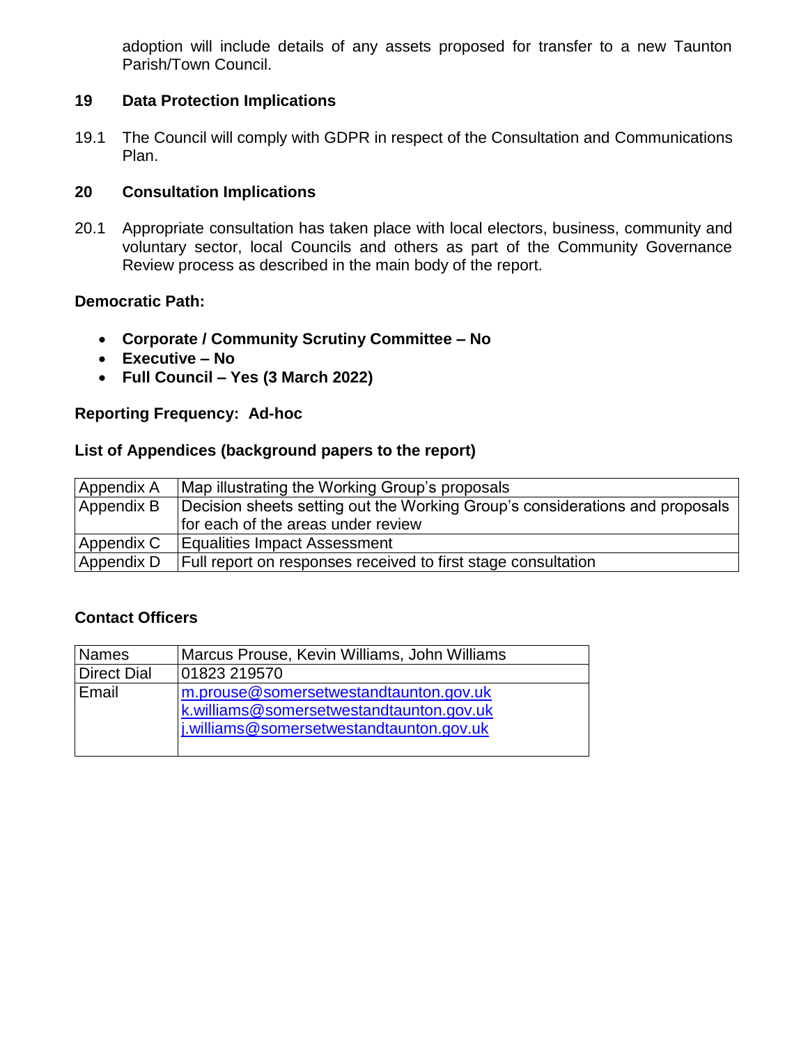adoption will include details of any assets proposed for transfer to a new Taunton Parish/Town Council.

## 19 Data Protection Implications

19.1 The Council will comply with GDPR in respect of the Consultation and Communications Plan.

## 20 Consultation Implications

20.1 Appropriate consultation has taken place with local electors, business, community and voluntary sector, local Councils and others as part of the Community Governance Review process as described in the main body of the report.

**Democratic Path:**

- **Corporate / Community Scrutiny Committee – No**
- **Executive – No**
- **Full Council – Yes (3 March 2022)**

**Reporting Frequency: Ad-hoc**

**List of Appendices (background papers to the report)**

| | |
|---|---|
| Appendix A | Map illustrating the Working Group's proposals |
| Appendix B | Decision sheets setting out the Working Group's considerations and proposals for each of the areas under review |
| Appendix C | Equalities Impact Assessment |
| Appendix D | Full report on responses received to first stage consultation |

**Contact Officers**

| | |
|---|---|
| Names | Marcus Prouse, Kevin Williams, John Williams |
| Direct Dial | 01823 219570 |
| Email | m.prouse@somersetwestandtaunton.gov.uk<br>k.williams@somersetwestandtaunton.gov.uk<br>j.williams@somersetwestandtaunton.gov.uk |